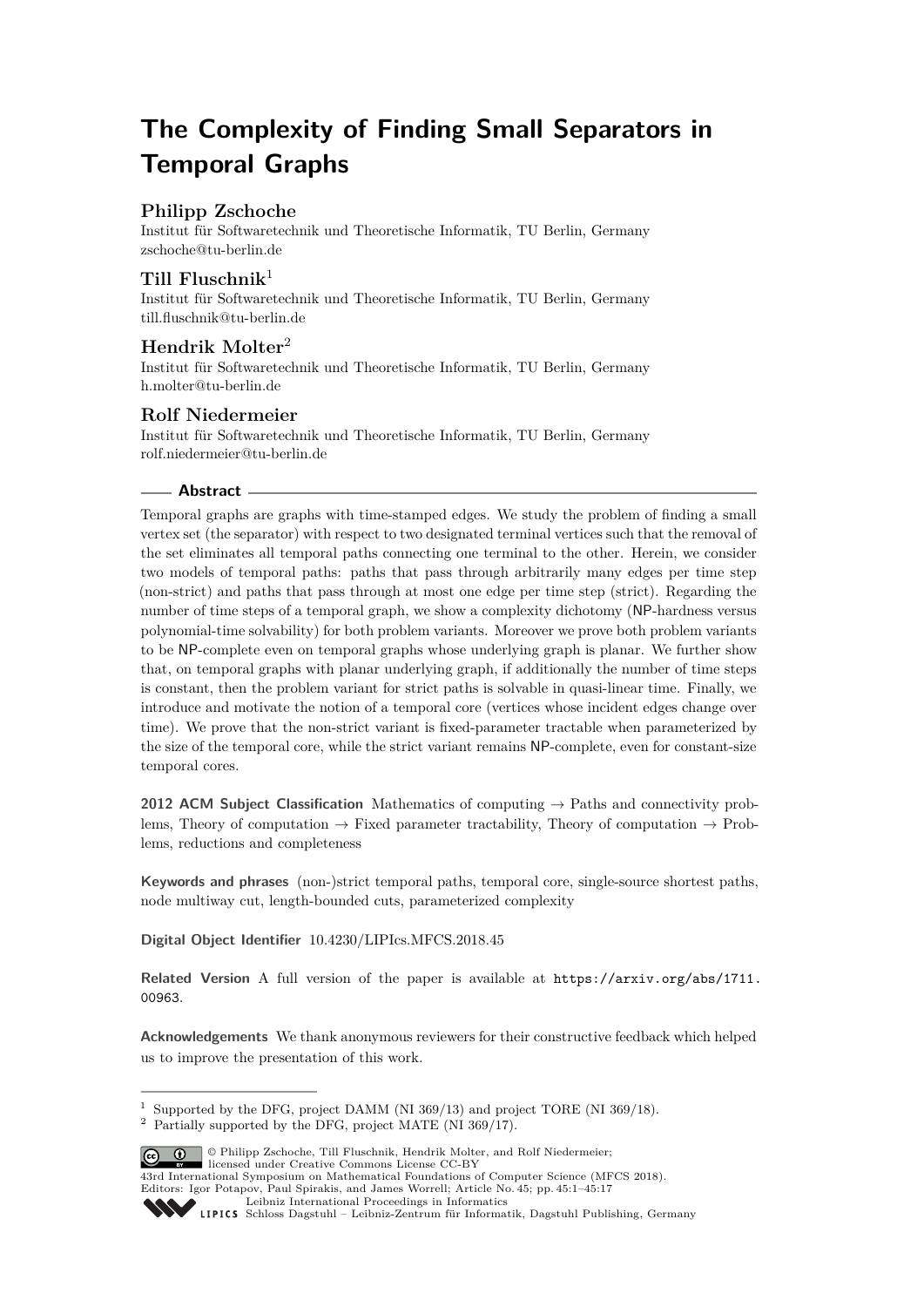# The Complexity of Finding Small Separators in Temporal Graphs

## Philipp Zschoche

Institut für Softwaretechnik und Theoretische Informatik, TU Berlin, Germany
zschoche@tu-berlin.de

## Till Fluschnik[1]

Institut für Softwaretechnik und Theoretische Informatik, TU Berlin, Germany
till.fluschnik@tu-berlin.de

## Hendrik Molter[2]

Institut für Softwaretechnik und Theoretische Informatik, TU Berlin, Germany
h.molter@tu-berlin.de

## Rolf Niedermeier

Institut für Softwaretechnik und Theoretische Informatik, TU Berlin, Germany
rolf.niedermeier@tu-berlin.de

### Abstract

Temporal graphs are graphs with time-stamped edges. We study the problem of finding a small vertex set (the separator) with respect to two designated terminal vertices such that the removal of the set eliminates all temporal paths connecting one terminal to the other. Herein, we consider two models of temporal paths: paths that pass through arbitrarily many edges per time step (non-strict) and paths that pass through at most one edge per time step (strict). Regarding the number of time steps of a temporal graph, we show a complexity dichotomy (NP-hardness versus polynomial-time solvability) for both problem variants. Moreover we prove both problem variants to be NP-complete even on temporal graphs whose underlying graph is planar. We further show that, on temporal graphs with planar underlying graph, if additionally the number of time steps is constant, then the problem variant for strict paths is solvable in quasi-linear time. Finally, we introduce and motivate the notion of a temporal core (vertices whose incident edges change over time). We prove that the non-strict variant is fixed-parameter tractable when parameterized by the size of the temporal core, while the strict variant remains NP-complete, even for constant-size temporal cores.

**2012 ACM Subject Classification** Mathematics of computing → Paths and connectivity problems, Theory of computation → Fixed parameter tractability, Theory of computation → Problems, reductions and completeness

**Keywords and phrases** (non-)strict temporal paths, temporal core, single-source shortest paths, node multiway cut, length-bounded cuts, parameterized complexity

**Digital Object Identifier** 10.4230/LIPIcs.MFCS.2018.45

**Related Version** A full version of the paper is available at https://arxiv.org/abs/1711.00963.

**Acknowledgements** We thank anonymous reviewers for their constructive feedback which helped us to improve the presentation of this work.

---

[1] Supported by the DFG, project DAMM (NI 369/13) and project TORE (NI 369/18).
[2] Partially supported by the DFG, project MATE (NI 369/17).

© Philipp Zschoche, Till Fluschnik, Hendrik Molter, and Rolf Niedermeier; licensed under Creative Commons License CC-BY
43rd International Symposium on Mathematical Foundations of Computer Science (MFCS 2018).
Editors: Igor Potapov, Paul Spirakis, and James Worrell; Article No. 45; pp. 45:1–45:17
Leibniz International Proceedings in Informatics
LIPICS Schloss Dagstuhl – Leibniz-Zentrum für Informatik, Dagstuhl Publishing, Germany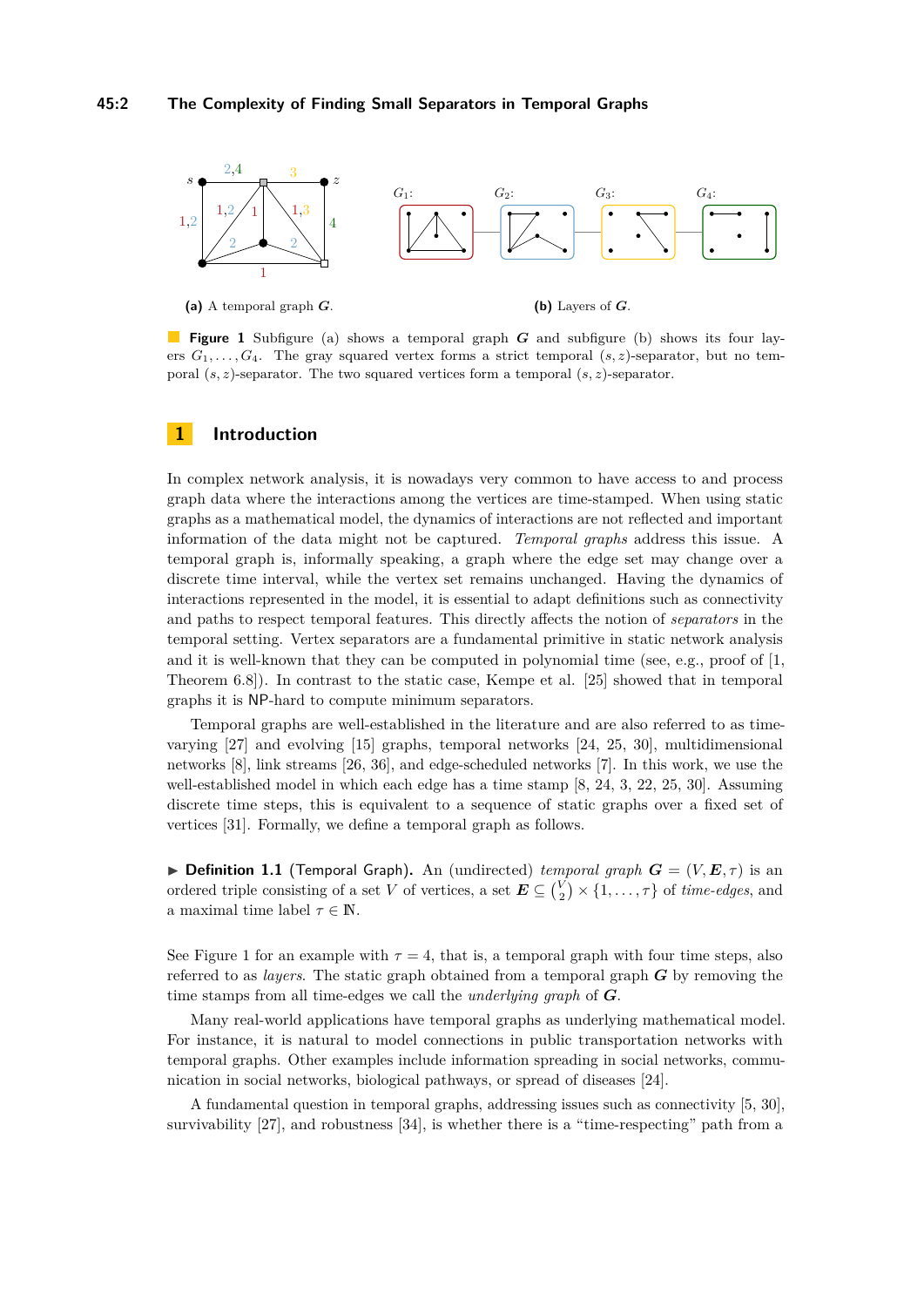(a) A temporal graph $\boldsymbol{G}$.

(b) Layers of $\boldsymbol{G}$.

**Figure 1** Subfigure (a) shows a temporal graph $\boldsymbol{G}$ and subfigure (b) shows its four layers $G_1, \ldots, G_4$. The gray squared vertex forms a strict temporal $(s,z)$-separator, but no temporal $(s,z)$-separator. The two squared vertices form a temporal $(s,z)$-separator.

## 1 Introduction

In complex network analysis, it is nowadays very common to have access to and process graph data where the interactions among the vertices are time-stamped. When using static graphs as a mathematical model, the dynamics of interactions are not reflected and important information of the data might not be captured. *Temporal graphs* address this issue. A temporal graph is, informally speaking, a graph where the edge set may change over a discrete time interval, while the vertex set remains unchanged. Having the dynamics of interactions represented in the model, it is essential to adapt definitions such as connectivity and paths to respect temporal features. This directly affects the notion of *separators* in the temporal setting. Vertex separators are a fundamental primitive in static network analysis and it is well-known that they can be computed in polynomial time (see, e.g., proof of [1, Theorem 6.8]). In contrast to the static case, Kempe et al. [25] showed that in temporal graphs it is NP-hard to compute minimum separators.

Temporal graphs are well-established in the literature and are also referred to as time-varying [27] and evolving [15] graphs, temporal networks [24, 25, 30], multidimensional networks [8], link streams [26, 36], and edge-scheduled networks [7]. In this work, we use the well-established model in which each edge has a time stamp [8, 24, 3, 22, 25, 30]. Assuming discrete time steps, this is equivalent to a sequence of static graphs over a fixed set of vertices [31]. Formally, we define a temporal graph as follows.

▶ **Definition 1.1** (Temporal Graph)**.** An (undirected) *temporal graph* $\boldsymbol{G} = (V, \boldsymbol{E}, \tau)$ is an ordered triple consisting of a set $V$ of vertices, a set $\boldsymbol{E} \subseteq \binom{V}{2} \times \{1, \ldots, \tau\}$ of *time-edges*, and a maximal time label $\tau \in \mathbb{N}$.

See Figure 1 for an example with $\tau = 4$, that is, a temporal graph with four time steps, also referred to as *layers*. The static graph obtained from a temporal graph $\boldsymbol{G}$ by removing the time stamps from all time-edges we call the *underlying graph* of $\boldsymbol{G}$.

Many real-world applications have temporal graphs as underlying mathematical model. For instance, it is natural to model connections in public transportation networks with temporal graphs. Other examples include information spreading in social networks, communication in social networks, biological pathways, or spread of diseases [24].

A fundamental question in temporal graphs, addressing issues such as connectivity [5, 30], survivability [27], and robustness [34], is whether there is a "time-respecting" path from a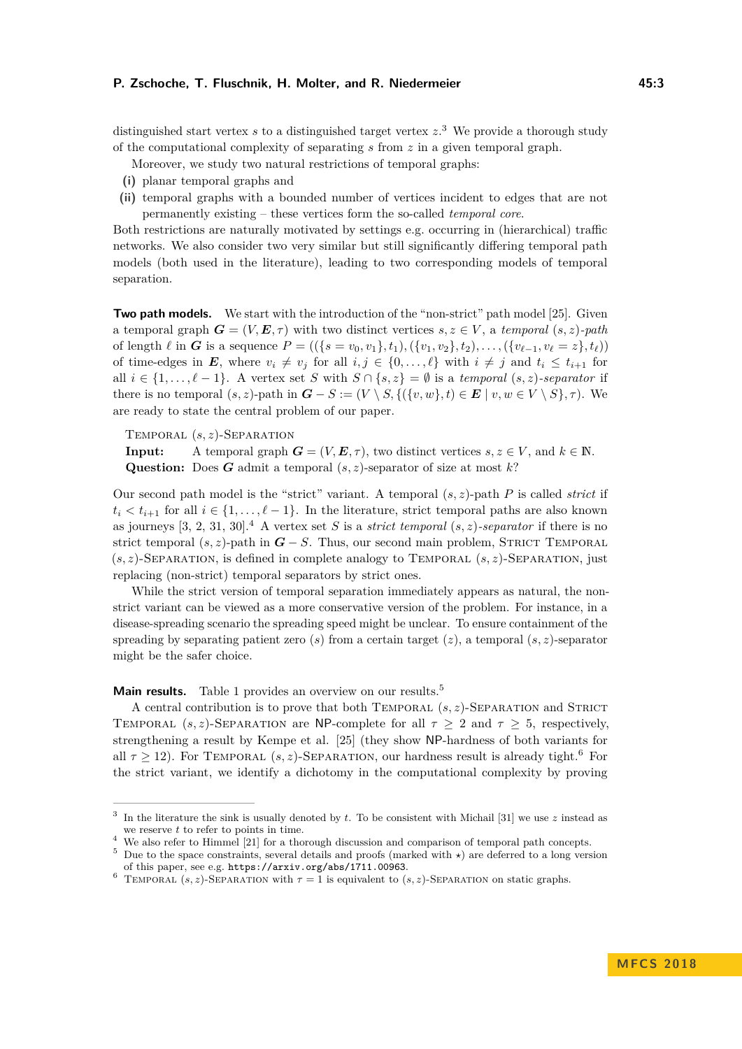distinguished start vertex $s$ to a distinguished target vertex $z$.[3] We provide a thorough study of the computational complexity of separating $s$ from $z$ in a given temporal graph.

Moreover, we study two natural restrictions of temporal graphs:

**(i)** planar temporal graphs and

**(ii)** temporal graphs with a bounded number of vertices incident to edges that are not permanently existing – these vertices form the so-called *temporal core*.

Both restrictions are naturally motivated by settings e.g. occurring in (hierarchical) traffic networks. We also consider two very similar but still significantly differing temporal path models (both used in the literature), leading to two corresponding models of temporal separation.

**Two path models.** We start with the introduction of the "non-strict" path model [25]. Given a temporal graph $\boldsymbol{G} = (V, \boldsymbol{E}, \tau)$ with two distinct vertices $s, z \in V$, a *temporal* $(s,z)$*-path* of length $\ell$ in $\boldsymbol{G}$ is a sequence $P = ((\{s = v_0, v_1\}, t_1), (\{v_1, v_2\}, t_2), \ldots, (\{v_{\ell-1}, v_\ell = z\}, t_\ell))$ of time-edges in $\boldsymbol{E}$, where $v_i \neq v_j$ for all $i, j \in \{0, \ldots, \ell\}$ with $i \neq j$ and $t_i \leq t_{i+1}$ for all $i \in \{1, \ldots, \ell - 1\}$. A vertex set $S$ with $S \cap \{s, z\} = \emptyset$ is a *temporal* $(s,z)$*-separator* if there is no temporal $(s,z)$-path in $\boldsymbol{G} - S := (V \setminus S, \{(\{v,w\}, t) \in \boldsymbol{E} \mid v, w \in V \setminus S\}, \tau)$. We are ready to state the central problem of our paper.

> Temporal $(s,z)$-Separation
> **Input:** A temporal graph $\boldsymbol{G} = (V, \boldsymbol{E}, \tau)$, two distinct vertices $s, z \in V$, and $k \in \mathbb{N}$.
> **Question:** Does $\boldsymbol{G}$ admit a temporal $(s,z)$-separator of size at most $k$?

Our second path model is the "strict" variant. A temporal $(s,z)$-path $P$ is called *strict* if $t_i < t_{i+1}$ for all $i \in \{1, \ldots, \ell - 1\}$. In the literature, strict temporal paths are also known as journeys [3, 2, 31, 30].[4] A vertex set $S$ is a *strict temporal* $(s,z)$*-separator* if there is no strict temporal $(s,z)$-path in $\boldsymbol{G} - S$. Thus, our second main problem, Strict Temporal $(s,z)$-Separation, is defined in complete analogy to Temporal $(s,z)$-Separation, just replacing (non-strict) temporal separators by strict ones.

While the strict version of temporal separation immediately appears as natural, the non-strict variant can be viewed as a more conservative version of the problem. For instance, in a disease-spreading scenario the spreading speed might be unclear. To ensure containment of the spreading by separating patient zero ($s$) from a certain target ($z$), a temporal $(s,z)$-separator might be the safer choice.

**Main results.** Table 1 provides an overview on our results.[5]

A central contribution is to prove that both Temporal $(s,z)$-Separation and Strict Temporal $(s,z)$-Separation are NP-complete for all $\tau \geq 2$ and $\tau \geq 5$, respectively, strengthening a result by Kempe et al. [25] (they show NP-hardness of both variants for all $\tau \geq 12$). For Temporal $(s,z)$-Separation, our hardness result is already tight.[6] For the strict variant, we identify a dichotomy in the computational complexity by proving

---

[3] In the literature the sink is usually denoted by $t$. To be consistent with Michail [31] we use $z$ instead as we reserve $t$ to refer to points in time.

[4] We also refer to Himmel [21] for a thorough discussion and comparison of temporal path concepts.

[5] Due to the space constraints, several details and proofs (marked with ⋆) are deferred to a long version of this paper, see e.g. `https://arxiv.org/abs/1711.00963`.

[6] Temporal $(s,z)$-Separation with $\tau = 1$ is equivalent to $(s,z)$-Separation on static graphs.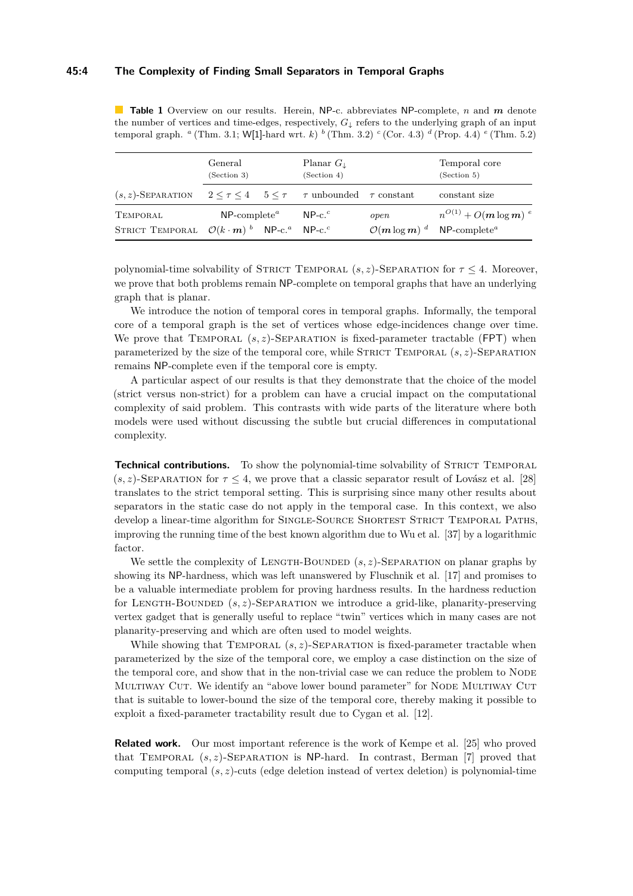**Table 1** Overview on our results. Herein, NP-c. abbreviates NP-complete, $n$ and $\boldsymbol{m}$ denote the number of vertices and time-edges, respectively, $G_\downarrow$ refers to the underlying graph of an input temporal graph. [a] (Thm. 3.1; W[1]-hard wrt. $k$) [b] (Thm. 3.2) [c] (Cor. 4.3) [d] (Prop. 4.4) [e] (Thm. 5.2)

| | General (Section 3) | | Planar $G_\downarrow$ (Section 4) | | Temporal core (Section 5) |
|---|---|---|---|---|---|
| $(s,z)$-Separation | $2 \le \tau \le 4$ | $5 \le \tau$ | $\tau$ unbounded | $\tau$ constant | constant size |
| Temporal | NP-complete[a] | | NP-c.[c] | *open* | $n^{O(1)} + O(\boldsymbol{m} \log \boldsymbol{m})$ [e] |
| Strict Temporal | $\mathcal{O}(k \cdot \boldsymbol{m})$ [b] | NP-c.[a] | NP-c.[c] | $\mathcal{O}(\boldsymbol{m} \log \boldsymbol{m})$ [d] | NP-complete[a] |

polynomial-time solvability of Strict Temporal $(s,z)$-Separation for $\tau \le 4$. Moreover, we prove that both problems remain NP-complete on temporal graphs that have an underlying graph that is planar.

We introduce the notion of temporal cores in temporal graphs. Informally, the temporal core of a temporal graph is the set of vertices whose edge-incidences change over time. We prove that Temporal $(s,z)$-Separation is fixed-parameter tractable (FPT) when parameterized by the size of the temporal core, while Strict Temporal $(s,z)$-Separation remains NP-complete even if the temporal core is empty.

A particular aspect of our results is that they demonstrate that the choice of the model (strict versus non-strict) for a problem can have a crucial impact on the computational complexity of said problem. This contrasts with wide parts of the literature where both models were used without discussing the subtle but crucial differences in computational complexity.

**Technical contributions.** To show the polynomial-time solvability of Strict Temporal $(s,z)$-Separation for $\tau \le 4$, we prove that a classic separator result of Lovász et al. [28] translates to the strict temporal setting. This is surprising since many other results about separators in the static case do not apply in the temporal case. In this context, we also develop a linear-time algorithm for Single-Source Shortest Strict Temporal Paths, improving the running time of the best known algorithm due to Wu et al. [37] by a logarithmic factor.

We settle the complexity of Length-Bounded $(s,z)$-Separation on planar graphs by showing its NP-hardness, which was left unanswered by Fluschnik et al. [17] and promises to be a valuable intermediate problem for proving hardness results. In the hardness reduction for Length-Bounded $(s,z)$-Separation we introduce a grid-like, planarity-preserving vertex gadget that is generally useful to replace "twin" vertices which in many cases are not planarity-preserving and which are often used to model weights.

While showing that Temporal $(s,z)$-Separation is fixed-parameter tractable when parameterized by the size of the temporal core, we employ a case distinction on the size of the temporal core, and show that in the non-trivial case we can reduce the problem to Node Multiway Cut. We identify an "above lower bound parameter" for Node Multiway Cut that is suitable to lower-bound the size of the temporal core, thereby making it possible to exploit a fixed-parameter tractability result due to Cygan et al. [12].

**Related work.** Our most important reference is the work of Kempe et al. [25] who proved that Temporal $(s,z)$-Separation is NP-hard. In contrast, Berman [7] proved that computing temporal $(s,z)$-cuts (edge deletion instead of vertex deletion) is polynomial-time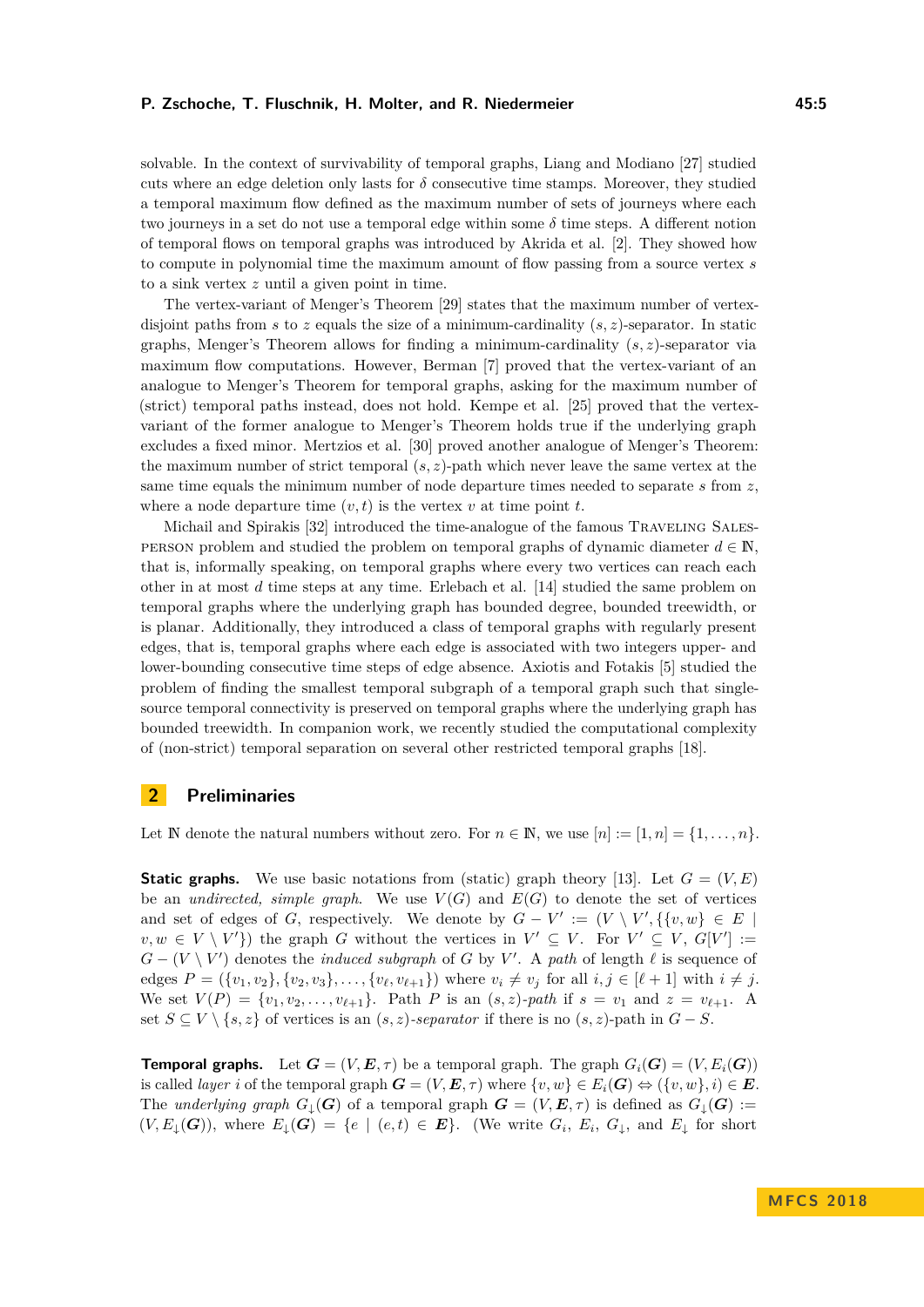solvable. In the context of survivability of temporal graphs, Liang and Modiano [27] studied cuts where an edge deletion only lasts for $\delta$ consecutive time stamps. Moreover, they studied a temporal maximum flow defined as the maximum number of sets of journeys where each two journeys in a set do not use a temporal edge within some $\delta$ time steps. A different notion of temporal flows on temporal graphs was introduced by Akrida et al. [2]. They showed how to compute in polynomial time the maximum amount of flow passing from a source vertex $s$ to a sink vertex $z$ until a given point in time.

The vertex-variant of Menger's Theorem [29] states that the maximum number of vertex-disjoint paths from $s$ to $z$ equals the size of a minimum-cardinality $(s, z)$-separator. In static graphs, Menger's Theorem allows for finding a minimum-cardinality $(s, z)$-separator via maximum flow computations. However, Berman [7] proved that the vertex-variant of an analogue to Menger's Theorem for temporal graphs, asking for the maximum number of (strict) temporal paths instead, does not hold. Kempe et al. [25] proved that the vertex-variant of the former analogue to Menger's Theorem holds true if the underlying graph excludes a fixed minor. Mertzios et al. [30] proved another analogue of Menger's Theorem: the maximum number of strict temporal $(s, z)$-path which never leave the same vertex at the same time equals the minimum number of node departure times needed to separate $s$ from $z$, where a node departure time $(v, t)$ is the vertex $v$ at time point $t$.

Michail and Spirakis [32] introduced the time-analogue of the famous Traveling Salesperson problem and studied the problem on temporal graphs of dynamic diameter $d \in \mathbb{N}$, that is, informally speaking, on temporal graphs where every two vertices can reach each other in at most $d$ time steps at any time. Erlebach et al. [14] studied the same problem on temporal graphs where the underlying graph has bounded degree, bounded treewidth, or is planar. Additionally, they introduced a class of temporal graphs with regularly present edges, that is, temporal graphs where each edge is associated with two integers upper- and lower-bounding consecutive time steps of edge absence. Axiotis and Fotakis [5] studied the problem of finding the smallest temporal subgraph of a temporal graph such that single-source temporal connectivity is preserved on temporal graphs where the underlying graph has bounded treewidth. In companion work, we recently studied the computational complexity of (non-strict) temporal separation on several other restricted temporal graphs [18].

## 2 Preliminaries

Let $\mathbb{N}$ denote the natural numbers without zero. For $n \in \mathbb{N}$, we use $[n] := [1, n] = \{1, \ldots, n\}$.

**Static graphs.** We use basic notations from (static) graph theory [13]. Let $G = (V, E)$ be an *undirected, simple graph*. We use $V(G)$ and $E(G)$ to denote the set of vertices and set of edges of $G$, respectively. We denote by $G - V' := (V \setminus V', \{\{v, w\} \in E \mid v, w \in V \setminus V'\})$ the graph $G$ without the vertices in $V' \subseteq V$. For $V' \subseteq V$, $G[V'] := G - (V \setminus V')$ denotes the *induced subgraph* of $G$ by $V'$. A *path* of length $\ell$ is sequence of edges $P = (\{v_1, v_2\}, \{v_2, v_3\}, \ldots, \{v_\ell, v_{\ell+1}\})$ where $v_i \neq v_j$ for all $i, j \in [\ell + 1]$ with $i \neq j$. We set $V(P) = \{v_1, v_2, \ldots, v_{\ell+1}\}$. Path $P$ is an $(s, z)$-*path* if $s = v_1$ and $z = v_{\ell+1}$. A set $S \subseteq V \setminus \{s, z\}$ of vertices is an $(s, z)$-*separator* if there is no $(s, z)$-path in $G - S$.

**Temporal graphs.** Let $\boldsymbol{G} = (V, \boldsymbol{E}, \tau)$ be a temporal graph. The graph $G_i(\boldsymbol{G}) = (V, E_i(\boldsymbol{G}))$ is called *layer* $i$ of the temporal graph $\boldsymbol{G} = (V, \boldsymbol{E}, \tau)$ where $\{v, w\} \in E_i(\boldsymbol{G}) \Leftrightarrow (\{v, w\}, i) \in \boldsymbol{E}$. The *underlying graph* $G_\downarrow(\boldsymbol{G})$ of a temporal graph $\boldsymbol{G} = (V, \boldsymbol{E}, \tau)$ is defined as $G_\downarrow(\boldsymbol{G}) := (V, E_\downarrow(\boldsymbol{G}))$, where $E_\downarrow(\boldsymbol{G}) = \{e \mid (e, t) \in \boldsymbol{E}\}$. (We write $G_i$, $E_i$, $G_\downarrow$, and $E_\downarrow$ for short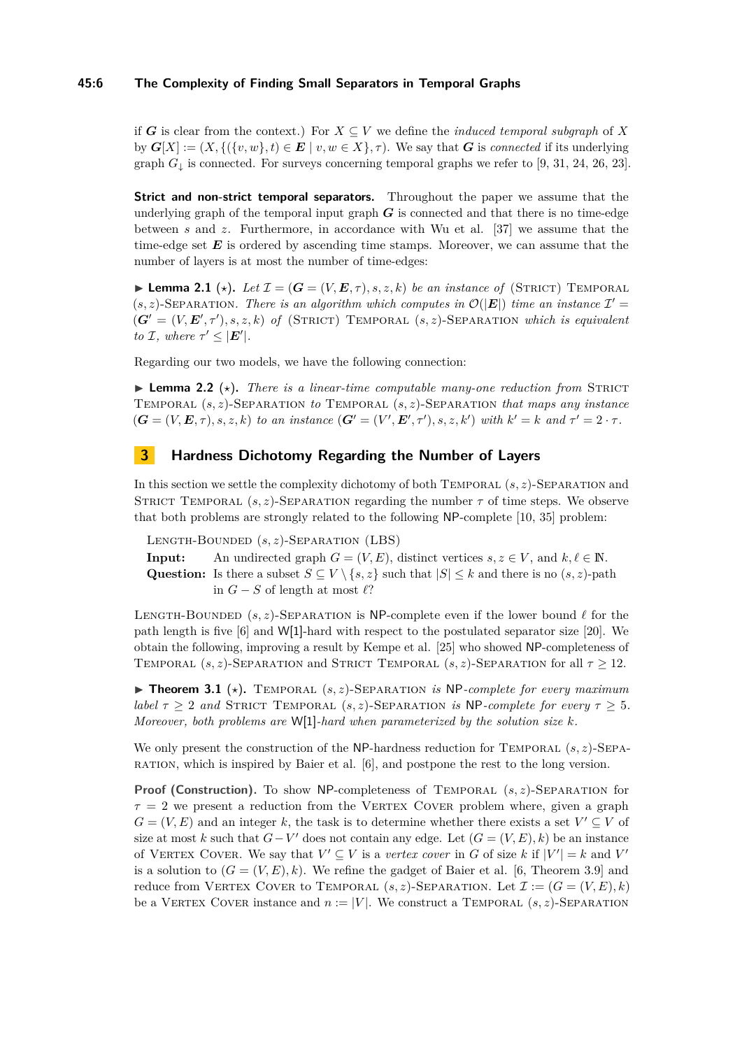if $\boldsymbol{G}$ is clear from the context.) For $X \subseteq V$ we define the *induced temporal subgraph* of $X$ by $\boldsymbol{G}[X] := (X, \{(\{v,w\},t) \in \boldsymbol{E} \mid v,w \in X\}, \tau)$. We say that $\boldsymbol{G}$ is *connected* if its underlying graph $G_\downarrow$ is connected. For surveys concerning temporal graphs we refer to [9, 31, 24, 26, 23].

**Strict and non-strict temporal separators.** Throughout the paper we assume that the underlying graph of the temporal input graph $\boldsymbol{G}$ is connected and that there is no time-edge between $s$ and $z$. Furthermore, in accordance with Wu et al. [37] we assume that the time-edge set $\boldsymbol{E}$ is ordered by ascending time stamps. Moreover, we can assume that the number of layers is at most the number of time-edges:

▶ **Lemma 2.1** (⋆). *Let $\mathcal{I} = (\boldsymbol{G} = (V, \boldsymbol{E}, \tau), s, z, k)$ be an instance of* (Strict) Temporal $(s,z)$-Separation. *There is an algorithm which computes in $\mathcal{O}(|\boldsymbol{E}|)$ time an instance $\mathcal{I}' = (\boldsymbol{G}' = (V, \boldsymbol{E}', \tau'), s, z, k)$ of* (Strict) Temporal $(s,z)$-Separation *which is equivalent to $\mathcal{I}$, where $\tau' \le |\boldsymbol{E}'|$.*

Regarding our two models, we have the following connection:

▶ **Lemma 2.2** (⋆). *There is a linear-time computable many-one reduction from* Strict Temporal $(s,z)$-Separation *to* Temporal $(s,z)$-Separation *that maps any instance $(\boldsymbol{G} = (V, \boldsymbol{E}, \tau), s, z, k)$ to an instance $(\boldsymbol{G}' = (V', \boldsymbol{E}', \tau'), s, z, k')$ with $k' = k$ and $\tau' = 2 \cdot \tau$.*

## 3 Hardness Dichotomy Regarding the Number of Layers

In this section we settle the complexity dichotomy of both Temporal $(s,z)$-Separation and Strict Temporal $(s,z)$-Separation regarding the number $\tau$ of time steps. We observe that both problems are strongly related to the following NP-complete [10, 35] problem:

Length-Bounded $(s,z)$-Separation (LBS)

**Input:** An undirected graph $G = (V, E)$, distinct vertices $s, z \in V$, and $k, \ell \in \mathbb{N}$.

**Question:** Is there a subset $S \subseteq V \setminus \{s, z\}$ such that $|S| \le k$ and there is no $(s,z)$-path in $G - S$ of length at most $\ell$?

Length-Bounded $(s,z)$-Separation is NP-complete even if the lower bound $\ell$ for the path length is five [6] and W[1]-hard with respect to the postulated separator size [20]. We obtain the following, improving a result by Kempe et al. [25] who showed NP-completeness of Temporal $(s,z)$-Separation and Strict Temporal $(s,z)$-Separation for all $\tau \ge 12$.

▶ **Theorem 3.1** (⋆). Temporal $(s,z)$-Separation *is* NP*-complete for every maximum label $\tau \ge 2$ and* Strict Temporal $(s,z)$-Separation *is* NP*-complete for every $\tau \ge 5$. Moreover, both problems are* W[1]*-hard when parameterized by the solution size $k$.*

We only present the construction of the NP-hardness reduction for Temporal $(s,z)$-Separation, which is inspired by Baier et al. [6], and postpone the rest to the long version.

**Proof (Construction).** To show NP-completeness of Temporal $(s,z)$-Separation for $\tau = 2$ we present a reduction from the Vertex Cover problem where, given a graph $G = (V, E)$ and an integer $k$, the task is to determine whether there exists a set $V' \subseteq V$ of size at most $k$ such that $G - V'$ does not contain any edge. Let $(G = (V, E), k)$ be an instance of Vertex Cover. We say that $V' \subseteq V$ is a *vertex cover* in $G$ of size $k$ if $|V'| = k$ and $V'$ is a solution to $(G = (V, E), k)$. We refine the gadget of Baier et al. [6, Theorem 3.9] and reduce from Vertex Cover to Temporal $(s,z)$-Separation. Let $\mathcal{I} := (G = (V, E), k)$ be a Vertex Cover instance and $n := |V|$. We construct a Temporal $(s,z)$-Separation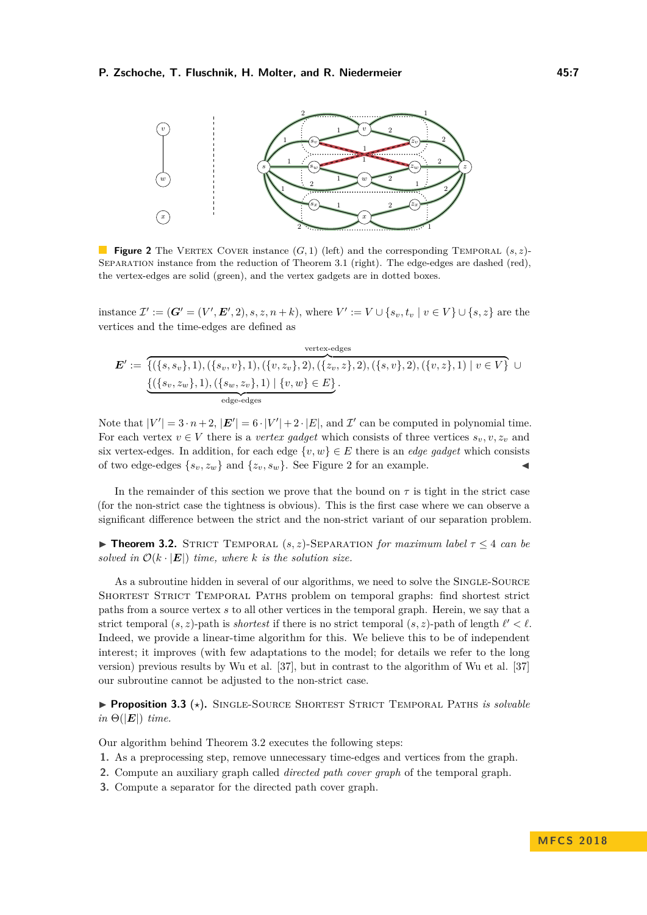**Figure 2** The Vertex Cover instance $(G, 1)$ (left) and the corresponding Temporal $(s, z)$-Separation instance from the reduction of Theorem 3.1 (right). The edge-edges are dashed (red), the vertex-edges are solid (green), and the vertex gadgets are in dotted boxes.

instance $\mathcal{I}' := (\boldsymbol{G}' = (V', \boldsymbol{E}', 2), s, z, n + k)$, where $V' := V \cup \{s_v, t_v \mid v \in V\} \cup \{s, z\}$ are the vertices and the time-edges are defined as

$$\boldsymbol{E}' := \overbrace{\{(\{s, s_v\}, 1), (\{s_v, v\}, 1), (\{v, z_v\}, 2), (\{z_v, z\}, 2), (\{s, v\}, 2), (\{v, z\}, 1) \mid v \in V\}}^{\text{vertex-edges}} \cup \underbrace{\{(\{s_v, z_w\}, 1), (\{s_w, z_v\}, 1) \mid \{v, w\} \in E\}}_{\text{edge-edges}}.$$

Note that $|V'| = 3 \cdot n + 2$, $|\boldsymbol{E}'| = 6 \cdot |V'| + 2 \cdot |E|$, and $\mathcal{I}'$ can be computed in polynomial time. For each vertex $v \in V$ there is a *vertex gadget* which consists of three vertices $s_v, v, z_v$ and six vertex-edges. In addition, for each edge $\{v, w\} \in E$ there is an *edge gadget* which consists of two edge-edges $\{s_v, z_w\}$ and $\{z_v, s_w\}$. See Figure 2 for an example. ◀

In the remainder of this section we prove that the bound on $\tau$ is tight in the strict case (for the non-strict case the tightness is obvious). This is the first case where we can observe a significant difference between the strict and the non-strict variant of our separation problem.

▶ **Theorem 3.2.** Strict Temporal $(s, z)$-Separation *for maximum label* $\tau \leq 4$ *can be solved in* $\mathcal{O}(k \cdot |\boldsymbol{E}|)$ *time, where* $k$ *is the solution size.*

As a subroutine hidden in several of our algorithms, we need to solve the Single-Source Shortest Strict Temporal Paths problem on temporal graphs: find shortest strict paths from a source vertex $s$ to all other vertices in the temporal graph. Herein, we say that a strict temporal $(s, z)$-path is *shortest* if there is no strict temporal $(s, z)$-path of length $\ell' < \ell$. Indeed, we provide a linear-time algorithm for this. We believe this to be of independent interest; it improves (with few adaptations to the model; for details we refer to the long version) previous results by Wu et al. [37], but in contrast to the algorithm of Wu et al. [37] our subroutine cannot be adjusted to the non-strict case.

▶ **Proposition 3.3** ($\star$). Single-Source Shortest Strict Temporal Paths *is solvable in* $\Theta(|\boldsymbol{E}|)$ *time.*

Our algorithm behind Theorem 3.2 executes the following steps:

1. As a preprocessing step, remove unnecessary time-edges and vertices from the graph.
2. Compute an auxiliary graph called *directed path cover graph* of the temporal graph.
3. Compute a separator for the directed path cover graph.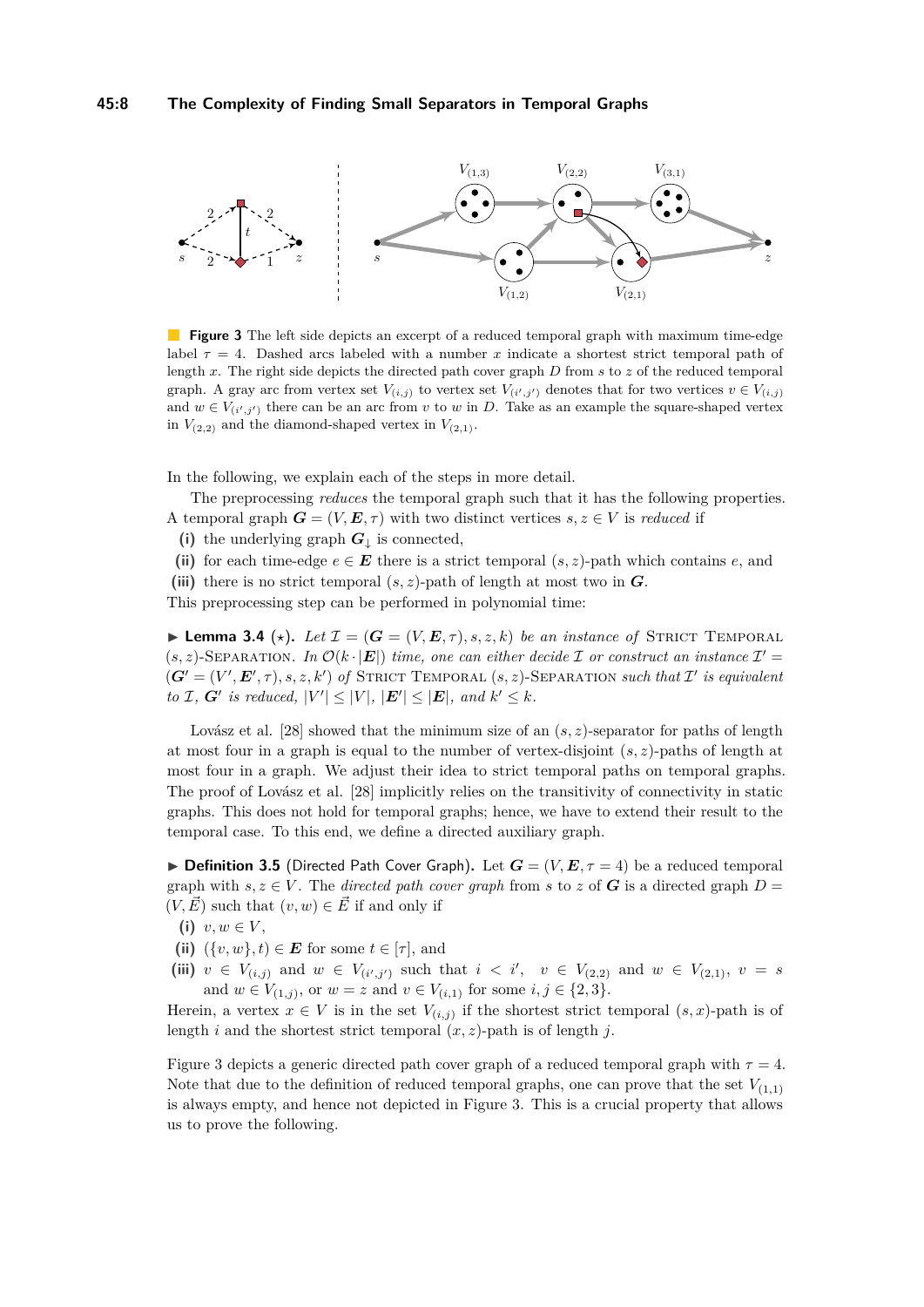**Figure 3** The left side depicts an excerpt of a reduced temporal graph with maximum time-edge label $\tau = 4$. Dashed arcs labeled with a number $x$ indicate a shortest strict temporal path of length $x$. The right side depicts the directed path cover graph $D$ from $s$ to $z$ of the reduced temporal graph. A gray arc from vertex set $V_{(i,j)}$ to vertex set $V_{(i',j')}$ denotes that for two vertices $v \in V_{(i,j)}$ and $w \in V_{(i',j')}$ there can be an arc from $v$ to $w$ in $D$. Take as an example the square-shaped vertex in $V_{(2,2)}$ and the diamond-shaped vertex in $V_{(2,1)}$.

In the following, we explain each of the steps in more detail.

The preprocessing *reduces* the temporal graph such that it has the following properties. A temporal graph $\boldsymbol{G} = (V, \boldsymbol{E}, \tau)$ with two distinct vertices $s, z \in V$ is *reduced* if

**(i)** the underlying graph $\boldsymbol{G}_\downarrow$ is connected,

**(ii)** for each time-edge $e \in \boldsymbol{E}$ there is a strict temporal $(s, z)$-path which contains $e$, and

**(iii)** there is no strict temporal $(s, z)$-path of length at most two in $\boldsymbol{G}$.

This preprocessing step can be performed in polynomial time:

▶ **Lemma 3.4** (⋆). *Let $\mathcal{I} = (\boldsymbol{G} = (V, \boldsymbol{E}, \tau), s, z, k)$ be an instance of* Strict Temporal $(s, z)$-Separation*. In $\mathcal{O}(k \cdot |\boldsymbol{E}|)$ time, one can either decide $\mathcal{I}$ or construct an instance $\mathcal{I}' = (\boldsymbol{G}' = (V', \boldsymbol{E}', \tau), s, z, k')$ of* Strict Temporal $(s, z)$-Separation *such that $\mathcal{I}'$ is equivalent to $\mathcal{I}$, $\boldsymbol{G}'$ is reduced, $|V'| \leq |V|$, $|\boldsymbol{E}'| \leq |\boldsymbol{E}|$, and $k' \leq k$.*

Lovász et al. [28] showed that the minimum size of an $(s, z)$-separator for paths of length at most four in a graph is equal to the number of vertex-disjoint $(s, z)$-paths of length at most four in a graph. We adjust their idea to strict temporal paths on temporal graphs. The proof of Lovász et al. [28] implicitly relies on the transitivity of connectivity in static graphs. This does not hold for temporal graphs; hence, we have to extend their result to the temporal case. To this end, we define a directed auxiliary graph.

▶ **Definition 3.5** (Directed Path Cover Graph). Let $\boldsymbol{G} = (V, \boldsymbol{E}, \tau = 4)$ be a reduced temporal graph with $s, z \in V$. The *directed path cover graph* from $s$ to $z$ of $\boldsymbol{G}$ is a directed graph $D = (V, \vec{E})$ such that $(v, w) \in \vec{E}$ if and only if

**(i)** $v, w \in V$,

**(ii)** $(\{v, w\}, t) \in \boldsymbol{E}$ for some $t \in [\tau]$, and

**(iii)** $v \in V_{(i,j)}$ and $w \in V_{(i',j')}$ such that $i < i'$, $v \in V_{(2,2)}$ and $w \in V_{(2,1)}$, $v = s$ and $w \in V_{(1,j)}$, or $w = z$ and $v \in V_{(i,1)}$ for some $i, j \in \{2, 3\}$.

Herein, a vertex $x \in V$ is in the set $V_{(i,j)}$ if the shortest strict temporal $(s, x)$-path is of length $i$ and the shortest strict temporal $(x, z)$-path is of length $j$.

Figure 3 depicts a generic directed path cover graph of a reduced temporal graph with $\tau = 4$. Note that due to the definition of reduced temporal graphs, one can prove that the set $V_{(1,1)}$ is always empty, and hence not depicted in Figure 3. This is a crucial property that allows us to prove the following.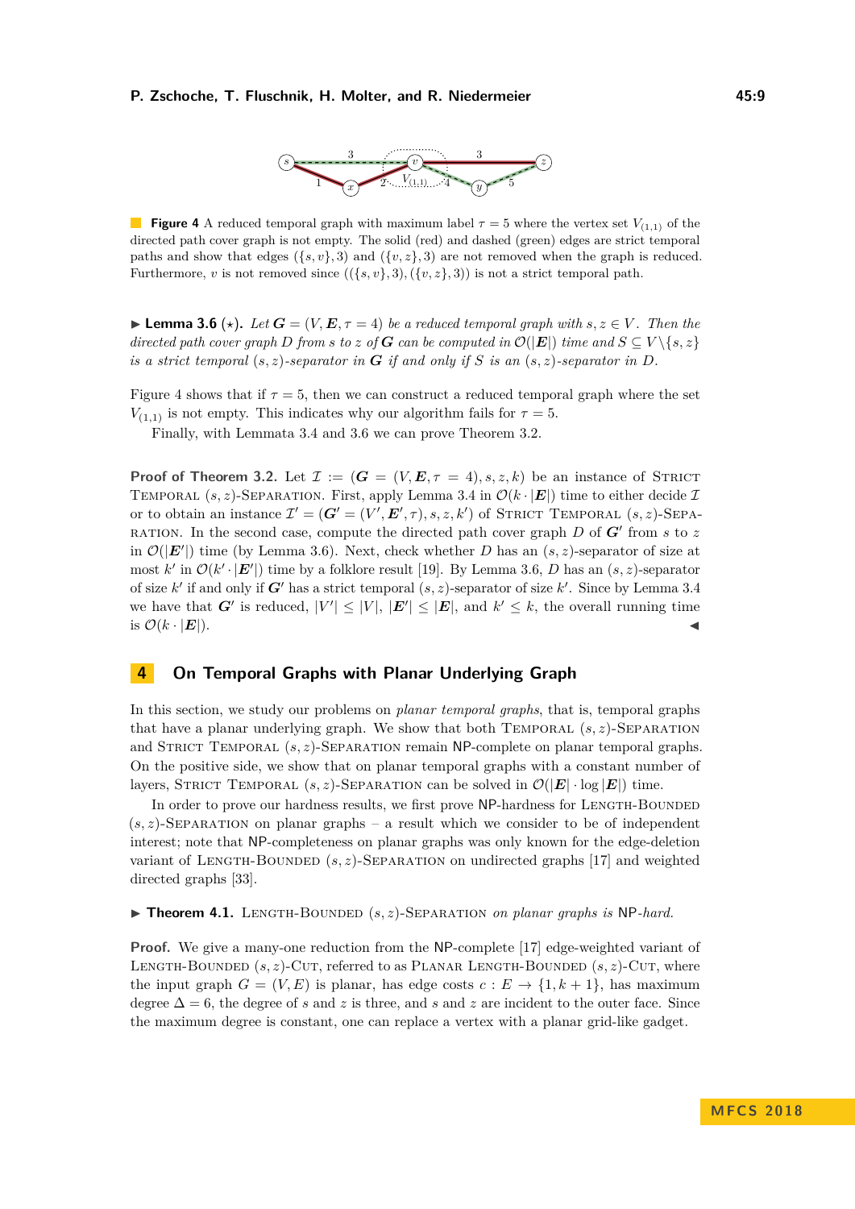**Figure 4** A reduced temporal graph with maximum label $\tau = 5$ where the vertex set $V_{(1,1)}$ of the directed path cover graph is not empty. The solid (red) and dashed (green) edges are strict temporal paths and show that edges $(\{s, v\}, 3)$ and $(\{v, z\}, 3)$ are not removed when the graph is reduced. Furthermore, $v$ is not removed since $((\{s, v\}, 3), (\{v, z\}, 3))$ is not a strict temporal path.

▶ **Lemma 3.6** (⋆). *Let $\boldsymbol{G} = (V, \boldsymbol{E}, \tau = 4)$ be a reduced temporal graph with $s, z \in V$. Then the directed path cover graph $D$ from $s$ to $z$ of $\boldsymbol{G}$ can be computed in $\mathcal{O}(|\boldsymbol{E}|)$ time and $S \subseteq V \setminus \{s, z\}$ is a strict temporal $(s, z)$-separator in $\boldsymbol{G}$ if and only if $S$ is an $(s, z)$-separator in $D$.*

Figure 4 shows that if $\tau = 5$, then we can construct a reduced temporal graph where the set $V_{(1,1)}$ is not empty. This indicates why our algorithm fails for $\tau = 5$.

Finally, with Lemmata 3.4 and 3.6 we can prove Theorem 3.2.

**Proof of Theorem 3.2.** Let $\mathcal{I} := (\boldsymbol{G} = (V, \boldsymbol{E}, \tau = 4), s, z, k)$ be an instance of Strict Temporal $(s, z)$-Separation. First, apply Lemma 3.4 in $\mathcal{O}(k \cdot |\boldsymbol{E}|)$ time to either decide $\mathcal{I}$ or to obtain an instance $\mathcal{I}' = (\boldsymbol{G}' = (V', \boldsymbol{E}', \tau), s, z, k')$ of Strict Temporal $(s, z)$-Separation. In the second case, compute the directed path cover graph $D$ of $\boldsymbol{G}'$ from $s$ to $z$ in $\mathcal{O}(|\boldsymbol{E}'|)$ time (by Lemma 3.6). Next, check whether $D$ has an $(s, z)$-separator of size at most $k'$ in $\mathcal{O}(k' \cdot |\boldsymbol{E}'|)$ time by a folklore result [19]. By Lemma 3.6, $D$ has an $(s, z)$-separator of size $k'$ if and only if $\boldsymbol{G}'$ has a strict temporal $(s, z)$-separator of size $k'$. Since by Lemma 3.4 we have that $\boldsymbol{G}'$ is reduced, $|V'| \le |V|$, $|\boldsymbol{E}'| \le |\boldsymbol{E}|$, and $k' \le k$, the overall running time is $\mathcal{O}(k \cdot |\boldsymbol{E}|)$. ◀

## 4 On Temporal Graphs with Planar Underlying Graph

In this section, we study our problems on *planar temporal graphs*, that is, temporal graphs that have a planar underlying graph. We show that both Temporal $(s, z)$-Separation and Strict Temporal $(s, z)$-Separation remain NP-complete on planar temporal graphs. On the positive side, we show that on planar temporal graphs with a constant number of layers, Strict Temporal $(s, z)$-Separation can be solved in $\mathcal{O}(|\boldsymbol{E}| \cdot \log |\boldsymbol{E}|)$ time.

In order to prove our hardness results, we first prove NP-hardness for Length-Bounded $(s, z)$-Separation on planar graphs – a result which we consider to be of independent interest; note that NP-completeness on planar graphs was only known for the edge-deletion variant of Length-Bounded $(s, z)$-Separation on undirected graphs [17] and weighted directed graphs [33].

▶ **Theorem 4.1.** *Length-Bounded $(s, z)$-Separation on planar graphs is NP-hard.*

**Proof.** We give a many-one reduction from the NP-complete [17] edge-weighted variant of Length-Bounded $(s, z)$-Cut, referred to as Planar Length-Bounded $(s, z)$-Cut, where the input graph $G = (V, E)$ is planar, has edge costs $c : E \to \{1, k + 1\}$, has maximum degree $\Delta = 6$, the degree of $s$ and $z$ is three, and $s$ and $z$ are incident to the outer face. Since the maximum degree is constant, one can replace a vertex with a planar grid-like gadget.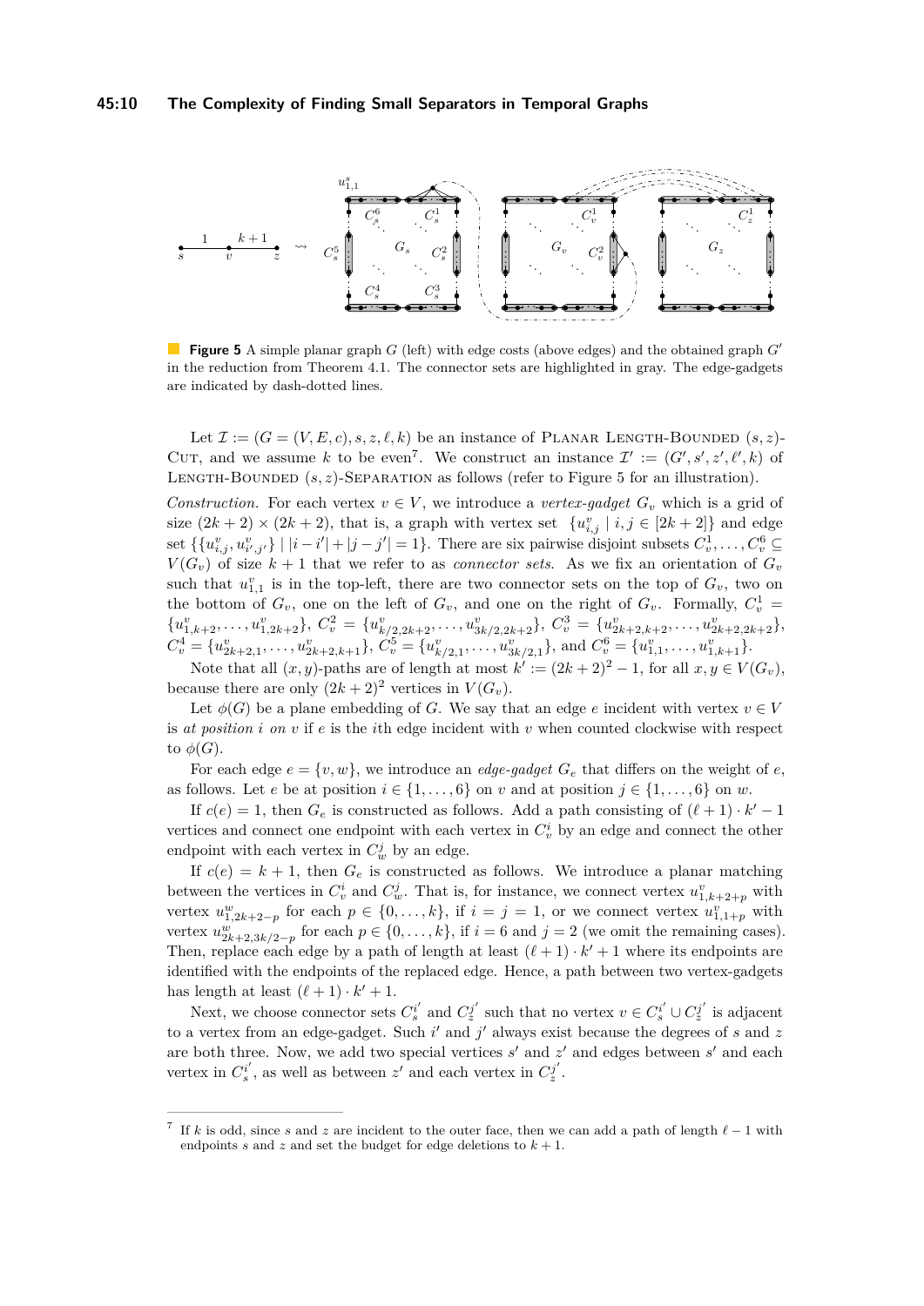**Figure 5** A simple planar graph $G$ (left) with edge costs (above edges) and the obtained graph $G'$ in the reduction from Theorem 4.1. The connector sets are highlighted in gray. The edge-gadgets are indicated by dash-dotted lines.

Let $\mathcal{I} := (G = (V, E, c), s, z, \ell, k)$ be an instance of Planar Length-Bounded $(s, z)$-Cut, and we assume $k$ to be even[7]. We construct an instance $\mathcal{I}' := (G', s', z', \ell', k)$ of Length-Bounded $(s, z)$-Separation as follows (refer to Figure 5 for an illustration).

*Construction.* For each vertex $v \in V$, we introduce a *vertex-gadget* $G_v$ which is a grid of size $(2k + 2) \times (2k + 2)$, that is, a graph with vertex set $\{u^v_{i,j} \mid i, j \in [2k + 2]\}$ and edge set $\{\{u^v_{i,j}, u^v_{i',j'}\} \mid |i - i'| + |j - j'| = 1\}$. There are six pairwise disjoint subsets $C^1_v, \ldots, C^6_v \subseteq V(G_v)$ of size $k + 1$ that we refer to as *connector sets*. As we fix an orientation of $G_v$ such that $u^v_{1,1}$ is in the top-left, there are two connector sets on the top of $G_v$, two on the bottom of $G_v$, one on the left of $G_v$, and one on the right of $G_v$. Formally, $C^1_v = \{u^v_{1,k+2}, \ldots, u^v_{1,2k+2}\}$, $C^2_v = \{u^v_{k/2,2k+2}, \ldots, u^v_{3k/2,2k+2}\}$, $C^3_v = \{u^v_{2k+2,k+2}, \ldots, u^v_{2k+2,2k+2}\}$, $C^4_v = \{u^v_{2k+2,1}, \ldots, u^v_{2k+2,k+1}\}$, $C^5_v = \{u^v_{k/2,1}, \ldots, u^v_{3k/2,1}\}$, and $C^6_v = \{u^v_{1,1}, \ldots, u^v_{1,k+1}\}$.

Note that all $(x, y)$-paths are of length at most $k' := (2k + 2)^2 - 1$, for all $x, y \in V(G_v)$, because there are only $(2k + 2)^2$ vertices in $V(G_v)$.

Let $\phi(G)$ be a plane embedding of $G$. We say that an edge $e$ incident with vertex $v \in V$ is *at position $i$ on $v$* if $e$ is the $i$th edge incident with $v$ when counted clockwise with respect to $\phi(G)$.

For each edge $e = \{v, w\}$, we introduce an *edge-gadget* $G_e$ that differs on the weight of $e$, as follows. Let $e$ be at position $i \in \{1, \ldots, 6\}$ on $v$ and at position $j \in \{1, \ldots, 6\}$ on $w$.

If $c(e) = 1$, then $G_e$ is constructed as follows. Add a path consisting of $(\ell + 1) \cdot k' - 1$ vertices and connect one endpoint with each vertex in $C^i_v$ by an edge and connect the other endpoint with each vertex in $C^j_w$ by an edge.

If $c(e) = k + 1$, then $G_e$ is constructed as follows. We introduce a planar matching between the vertices in $C^i_v$ and $C^j_w$. That is, for instance, we connect vertex $u^v_{1,k+2+p}$ with vertex $u^w_{1,2k+2-p}$ for each $p \in \{0, \ldots, k\}$, if $i = j = 1$, or we connect vertex $u^v_{1,1+p}$ with vertex $u^w_{2k+2,3k/2-p}$ for each $p \in \{0, \ldots, k\}$, if $i = 6$ and $j = 2$ (we omit the remaining cases). Then, replace each edge by a path of length at least $(\ell + 1) \cdot k' + 1$ where its endpoints are identified with the endpoints of the replaced edge. Hence, a path between two vertex-gadgets has length at least $(\ell + 1) \cdot k' + 1$.

Next, we choose connector sets $C^{i'}_s$ and $C^{j'}_z$ such that no vertex $v \in C^{i'}_s \cup C^{j'}_z$ is adjacent to a vertex from an edge-gadget. Such $i'$ and $j'$ always exist because the degrees of $s$ and $z$ are both three. Now, we add two special vertices $s'$ and $z'$ and edges between $s'$ and each vertex in $C^{i'}_s$, as well as between $z'$ and each vertex in $C^{j'}_z$.

---

[7] If $k$ is odd, since $s$ and $z$ are incident to the outer face, then we can add a path of length $\ell - 1$ with endpoints $s$ and $z$ and set the budget for edge deletions to $k + 1$.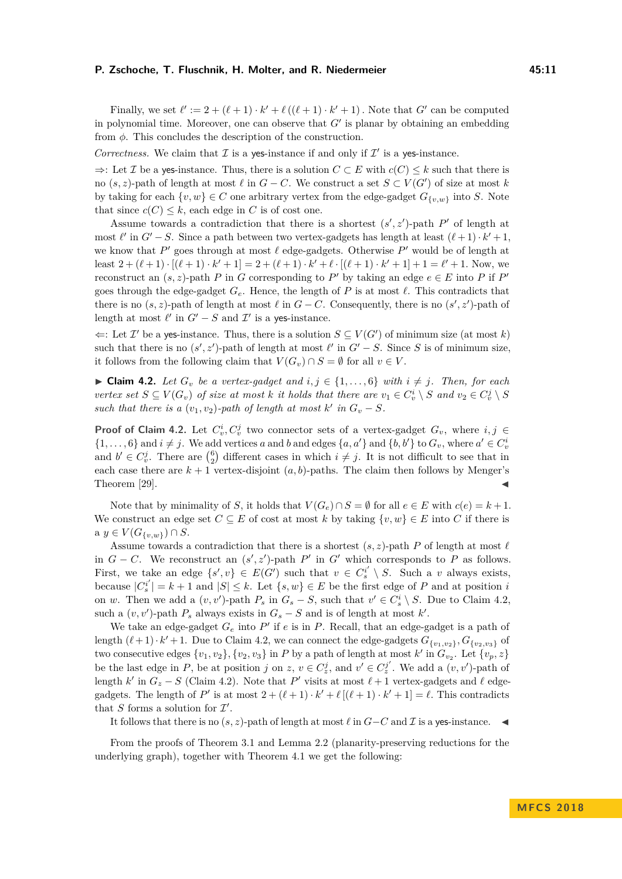Finally, we set $\ell' := 2 + (\ell+1) \cdot k' + \ell\,((\ell+1) \cdot k' + 1)$. Note that $G'$ can be computed in polynomial time. Moreover, one can observe that $G'$ is planar by obtaining an embedding from $\phi$. This concludes the description of the construction.

*Correctness.* We claim that $\mathcal{I}$ is a yes-instance if and only if $\mathcal{I}'$ is a yes-instance.

$\Rightarrow$: Let $\mathcal{I}$ be a yes-instance. Thus, there is a solution $C \subset E$ with $c(C) \leq k$ such that there is no $(s,z)$-path of length at most $\ell$ in $G - C$. We construct a set $S \subset V(G')$ of size at most $k$ by taking for each $\{v,w\} \in C$ one arbitrary vertex from the edge-gadget $G_{\{v,w\}}$ into $S$. Note that since $c(C) \leq k$, each edge in $C$ is of cost one.

Assume towards a contradiction that there is a shortest $(s',z')$-path $P'$ of length at most $\ell'$ in $G' - S$. Since a path between two vertex-gadgets has length at least $(\ell+1) \cdot k' + 1$, we know that $P'$ goes through at most $\ell$ edge-gadgets. Otherwise $P'$ would be of length at least $2 + (\ell+1) \cdot [(\ell+1) \cdot k' + 1] = 2 + (\ell+1) \cdot k' + \ell \cdot [(\ell+1) \cdot k' + 1] + 1 = \ell' + 1$. Now, we reconstruct an $(s,z)$-path $P$ in $G$ corresponding to $P'$ by taking an edge $e \in E$ into $P$ if $P'$ goes through the edge-gadget $G_e$. Hence, the length of $P$ is at most $\ell$. This contradicts that there is no $(s,z)$-path of length at most $\ell$ in $G - C$. Consequently, there is no $(s',z')$-path of length at most $\ell'$ in $G' - S$ and $\mathcal{I}'$ is a yes-instance.

$\Leftarrow$: Let $\mathcal{I}'$ be a yes-instance. Thus, there is a solution $S \subseteq V(G')$ of minimum size (at most $k$) such that there is no $(s',z')$-path of length at most $\ell'$ in $G' - S$. Since $S$ is of minimum size, it follows from the following claim that $V(G_v) \cap S = \emptyset$ for all $v \in V$.

▶ **Claim 4.2.** *Let $G_v$ be a vertex-gadget and $i,j \in \{1,\ldots,6\}$ with $i \neq j$. Then, for each vertex set $S \subseteq V(G_v)$ of size at most $k$ it holds that there are $v_1 \in C_v^i \setminus S$ and $v_2 \in C_v^j \setminus S$ such that there is a $(v_1,v_2)$-path of length at most $k'$ in $G_v - S$.*

**Proof of Claim 4.2.** Let $C_v^i, C_v^j$ two connector sets of a vertex-gadget $G_v$, where $i,j \in \{1,\ldots,6\}$ and $i \neq j$. We add vertices $a$ and $b$ and edges $\{a,a'\}$ and $\{b,b'\}$ to $G_v$, where $a' \in C_v^i$ and $b' \in C_v^j$. There are $\binom{6}{2}$ different cases in which $i \neq j$. It is not difficult to see that in each case there are $k+1$ vertex-disjoint $(a,b)$-paths. The claim then follows by Menger's Theorem [29]. ◀

Note that by minimality of $S$, it holds that $V(G_e) \cap S = \emptyset$ for all $e \in E$ with $c(e) = k+1$. We construct an edge set $C \subseteq E$ of cost at most $k$ by taking $\{v,w\} \in E$ into $C$ if there is a $y \in V(G_{\{v,w\}}) \cap S$.

Assume towards a contradiction that there is a shortest $(s,z)$-path $P$ of length at most $\ell$ in $G - C$. We reconstruct an $(s',z')$-path $P'$ in $G'$ which corresponds to $P$ as follows. First, we take an edge $\{s',v\} \in E(G')$ such that $v \in C_s^{i'} \setminus S$. Such a $v$ always exists, because $|C_s^{i'}| = k+1$ and $|S| \leq k$. Let $\{s,w\} \in E$ be the first edge of $P$ and at position $i$ on $w$. Then we add a $(v,v')$-path $P_s$ in $G_s - S$, such that $v' \in C_s^i \setminus S$. Due to Claim 4.2, such a $(v,v')$-path $P_s$ always exists in $G_s - S$ and is of length at most $k'$.

We take an edge-gadget $G_e$ into $P'$ if $e$ is in $P$. Recall, that an edge-gadget is a path of length $(\ell+1) \cdot k' + 1$. Due to Claim 4.2, we can connect the edge-gadgets $G_{\{v_1,v_2\}}, G_{\{v_2,v_3\}}$ of two consecutive edges $\{v_1,v_2\}, \{v_2,v_3\}$ in $P$ by a path of length at most $k'$ in $G_{v_2}$. Let $\{v_p,z\}$ be the last edge in $P$, be at position $j$ on $z$, $v \in C_z^j$, and $v' \in C_z^{j'}$. We add a $(v,v')$-path of length $k'$ in $G_z - S$ (Claim 4.2). Note that $P'$ visits at most $\ell+1$ vertex-gadgets and $\ell$ edge-gadgets. The length of $P'$ is at most $2 + (\ell+1) \cdot k' + \ell\,[(\ell+1) \cdot k' + 1] = \ell$. This contradicts that $S$ forms a solution for $\mathcal{I}'$.

It follows that there is no $(s,z)$-path of length at most $\ell$ in $G - C$ and $\mathcal{I}$ is a yes-instance. ◀

From the proofs of Theorem 3.1 and Lemma 2.2 (planarity-preserving reductions for the underlying graph), together with Theorem 4.1 we get the following: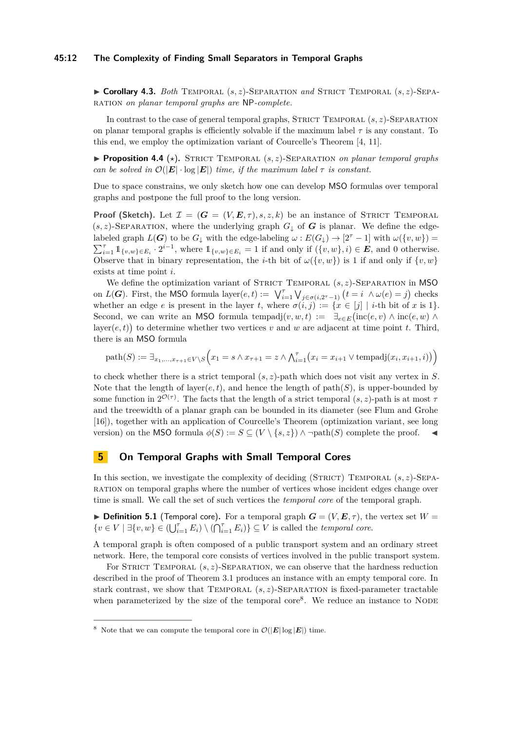▶ **Corollary 4.3.** *Both* Temporal $(s,z)$-Separation *and* Strict Temporal $(s,z)$-Separation *on planar temporal graphs are* NP*-complete.*

In contrast to the case of general temporal graphs, Strict Temporal $(s,z)$-Separation on planar temporal graphs is efficiently solvable if the maximum label $\tau$ is any constant. To this end, we employ the optimization variant of Courcelle's Theorem [4, 11].

▶ **Proposition 4.4** ($\star$). Strict Temporal $(s,z)$-Separation *on planar temporal graphs can be solved in $\mathcal{O}(|\boldsymbol{E}| \cdot \log |\boldsymbol{E}|)$ time, if the maximum label $\tau$ is constant.*

Due to space constrains, we only sketch how one can develop MSO formulas over temporal graphs and postpone the full proof to the long version.

**Proof (Sketch).** Let $\mathcal{I} = (\boldsymbol{G} = (V, \boldsymbol{E}, \tau), s, z, k)$ be an instance of Strict Temporal $(s,z)$-Separation, where the underlying graph $G_\downarrow$ of $\boldsymbol{G}$ is planar. We define the edge-labeled graph $L(\boldsymbol{G})$ to be $G_\downarrow$ with the edge-labeling $\omega : E(G_\downarrow) \to [2^\tau - 1]$ with $\omega(\{v,w\}) = \sum_{i=1}^{\tau} \mathbb{1}_{\{v,w\} \in E_i} \cdot 2^{i-1}$, where $\mathbb{1}_{\{v,w\} \in E_i} = 1$ if and only if $(\{v,w\}, i) \in \boldsymbol{E}$, and 0 otherwise. Observe that in binary representation, the $i$-th bit of $\omega(\{v,w\})$ is 1 if and only if $\{v,w\}$ exists at time point $i$.

We define the optimization variant of Strict Temporal $(s,z)$-Separation in MSO on $L(\boldsymbol{G})$. First, the MSO formula $\text{layer}(e,t) := \bigvee_{i=1}^{\tau} \bigvee_{j \in \sigma(i, 2^\tau - 1)} \big(t = i \ \wedge \omega(e) = j\big)$ checks whether an edge $e$ is present in the layer $t$, where $\sigma(i,j) := \{x \in [j] \mid i\text{-th bit of } x \text{ is } 1\}$. Second, we can write an MSO formula $\text{tempadj}(v,w,t) := \exists_{e \in E} \big(\text{inc}(e,v) \wedge \text{inc}(e,w) \wedge \text{layer}(e,t)\big)$ to determine whether two vertices $v$ and $w$ are adjacent at time point $t$. Third, there is an MSO formula

$$\text{path}(S) := \exists_{x_1,\ldots,x_{\tau+1} \in V \setminus S} \Big(x_1 = s \wedge x_{\tau+1} = z \wedge \bigwedge_{i=1}^{\tau} \big(x_i = x_{i+1} \vee \text{tempadj}(x_i, x_{i+1}, i)\big)\Big)$$

to check whether there is a strict temporal $(s,z)$-path which does not visit any vertex in $S$. Note that the length of $\text{layer}(e,t)$, and hence the length of $\text{path}(S)$, is upper-bounded by some function in $2^{\mathcal{O}(\tau)}$. The facts that the length of a strict temporal $(s,z)$-path is at most $\tau$ and the treewidth of a planar graph can be bounded in its diameter (see Flum and Grohe [16]), together with an application of Courcelle's Theorem (optimization variant, see long version) on the MSO formula $\phi(S) := S \subseteq (V \setminus \{s,z\}) \wedge \neg\text{path}(S)$ complete the proof. ◀

## 5 On Temporal Graphs with Small Temporal Cores

In this section, we investigate the complexity of deciding (Strict) Temporal $(s,z)$-Separation on temporal graphs where the number of vertices whose incident edges change over time is small. We call the set of such vertices the *temporal core* of the temporal graph.

▶ **Definition 5.1** (Temporal core)**.** For a temporal graph $\boldsymbol{G} = (V, \boldsymbol{E}, \tau)$, the vertex set $W = \{v \in V \mid \exists \{v,w\} \in (\bigcup_{i=1}^{\tau} E_i) \setminus (\bigcap_{i=1}^{\tau} E_i)\} \subseteq V$ is called the *temporal core*.

A temporal graph is often composed of a public transport system and an ordinary street network. Here, the temporal core consists of vertices involved in the public transport system.

For Strict Temporal $(s,z)$-Separation, we can observe that the hardness reduction described in the proof of Theorem 3.1 produces an instance with an empty temporal core. In stark contrast, we show that Temporal $(s,z)$-Separation is fixed-parameter tractable when parameterized by the size of the temporal core[8]. We reduce an instance to Node

[8] Note that we can compute the temporal core in $\mathcal{O}(|\boldsymbol{E}| \log |\boldsymbol{E}|)$ time.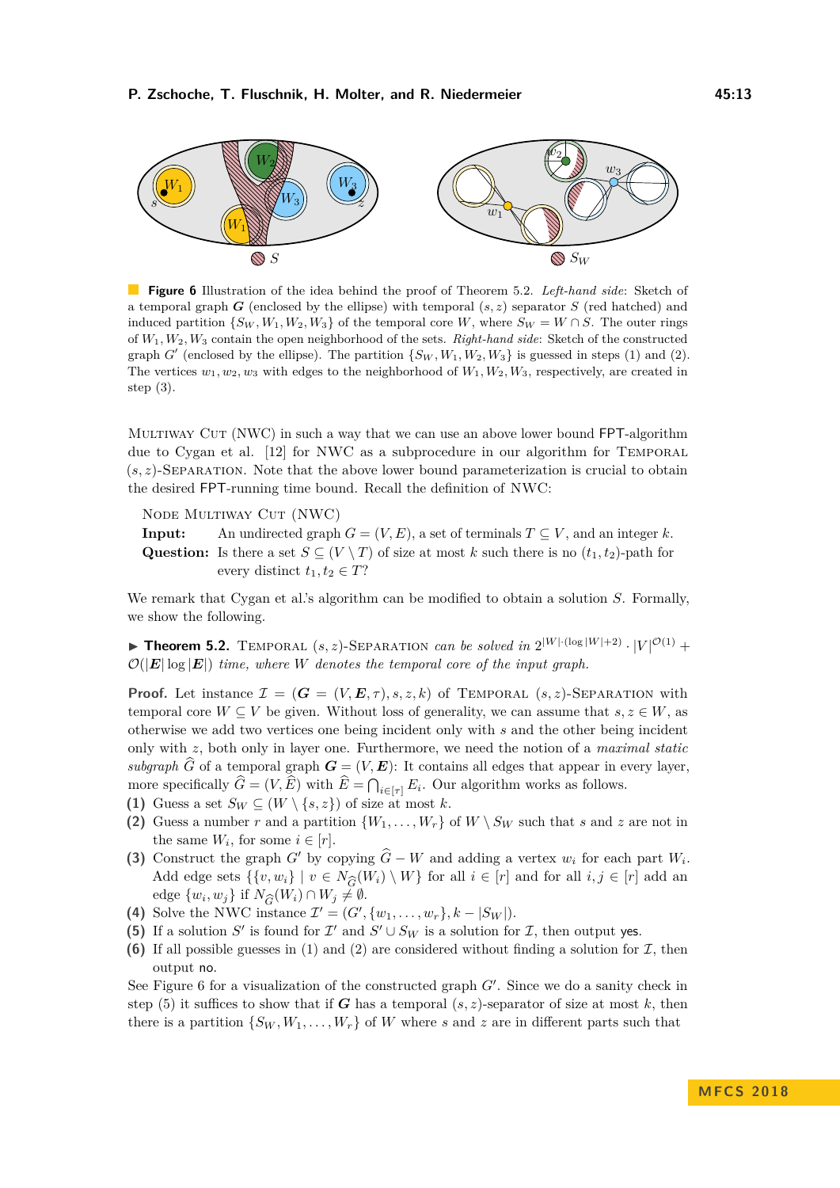**Figure 6** Illustration of the idea behind the proof of Theorem 5.2. *Left-hand side*: Sketch of a temporal graph $\boldsymbol{G}$ (enclosed by the ellipse) with temporal $(s,z)$ separator $S$ (red hatched) and induced partition $\{S_W, W_1, W_2, W_3\}$ of the temporal core $W$, where $S_W = W \cap S$. The outer rings of $W_1, W_2, W_3$ contain the open neighborhood of the sets. *Right-hand side*: Sketch of the constructed graph $G'$ (enclosed by the ellipse). The partition $\{S_W, W_1, W_2, W_3\}$ is guessed in steps (1) and (2). The vertices $w_1, w_2, w_3$ with edges to the neighborhood of $W_1, W_2, W_3$, respectively, are created in step (3).

Multiway Cut (NWC) in such a way that we can use an above lower bound FPT-algorithm due to Cygan et al. [12] for NWC as a subprocedure in our algorithm for Temporal $(s,z)$-Separation. Note that the above lower bound parameterization is crucial to obtain the desired FPT-running time bound. Recall the definition of NWC:

Node Multiway Cut (NWC)
**Input:** An undirected graph $G = (V, E)$, a set of terminals $T \subseteq V$, and an integer $k$.
**Question:** Is there a set $S \subseteq (V \setminus T)$ of size at most $k$ such there is no $(t_1, t_2)$-path for every distinct $t_1, t_2 \in T$?

We remark that Cygan et al.'s algorithm can be modified to obtain a solution $S$. Formally, we show the following.

▶ **Theorem 5.2.** *Temporal $(s,z)$-Separation can be solved in $2^{|W|\cdot(\log|W|+2)} \cdot |V|^{\mathcal{O}(1)} + \mathcal{O}(|\boldsymbol{E}|\log|\boldsymbol{E}|)$ time, where $W$ denotes the temporal core of the input graph.*

**Proof.** Let instance $\mathcal{I} = (\boldsymbol{G} = (V, \boldsymbol{E}, \tau), s, z, k)$ of Temporal $(s,z)$-Separation with temporal core $W \subseteq V$ be given. Without loss of generality, we can assume that $s, z \in W$, as otherwise we add two vertices one being incident only with $s$ and the other being incident only with $z$, both only in layer one. Furthermore, we need the notion of a *maximal static subgraph* $\widehat{G}$ of a temporal graph $\boldsymbol{G} = (V, \boldsymbol{E})$: It contains all edges that appear in every layer, more specifically $\widehat{G} = (V, \widehat{E})$ with $\widehat{E} = \bigcap_{i\in[\tau]} E_i$. Our algorithm works as follows.

**(1)** Guess a set $S_W \subseteq (W \setminus \{s,z\})$ of size at most $k$.
**(2)** Guess a number $r$ and a partition $\{W_1, \dots, W_r\}$ of $W \setminus S_W$ such that $s$ and $z$ are not in the same $W_i$, for some $i \in [r]$.
**(3)** Construct the graph $G'$ by copying $\widehat{G} - W$ and adding a vertex $w_i$ for each part $W_i$. Add edge sets $\{\{v, w_i\} \mid v \in N_{\widehat{G}}(W_i) \setminus W\}$ for all $i \in [r]$ and for all $i, j \in [r]$ add an edge $\{w_i, w_j\}$ if $N_{\widehat{G}}(W_i) \cap W_j \neq \emptyset$.
**(4)** Solve the NWC instance $\mathcal{I}' = (G', \{w_1, \dots, w_r\}, k - |S_W|)$.
**(5)** If a solution $S'$ is found for $\mathcal{I}'$ and $S' \cup S_W$ is a solution for $\mathcal{I}$, then output yes.
**(6)** If all possible guesses in (1) and (2) are considered without finding a solution for $\mathcal{I}$, then output no.

See Figure 6 for a visualization of the constructed graph $G'$. Since we do a sanity check in step (5) it suffices to show that if $\boldsymbol{G}$ has a temporal $(s,z)$-separator of size at most $k$, then there is a partition $\{S_W, W_1, \dots, W_r\}$ of $W$ where $s$ and $z$ are in different parts such that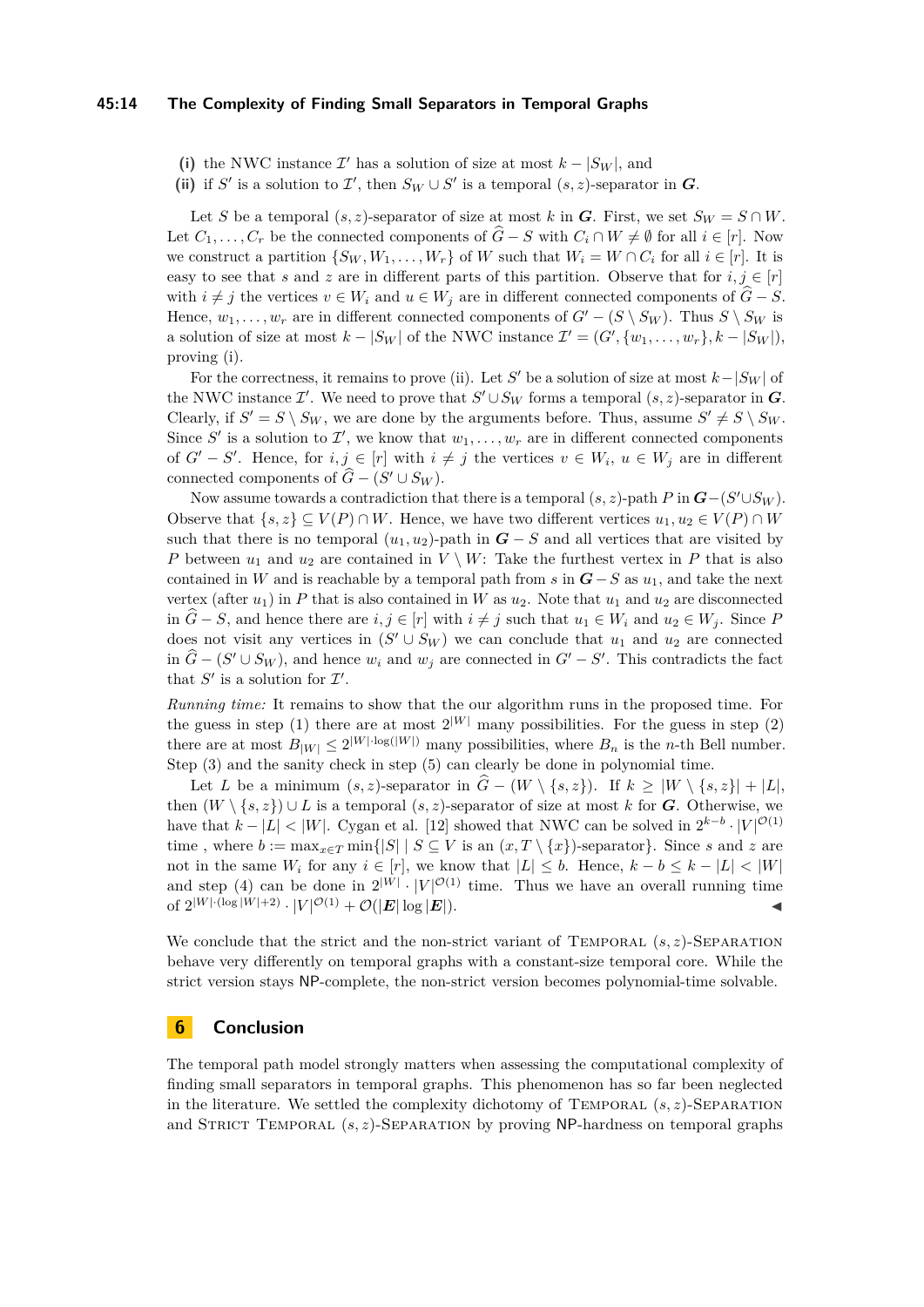**(i)** the NWC instance $\mathcal{I}'$ has a solution of size at most $k - |S_W|$, and

**(ii)** if $S'$ is a solution to $\mathcal{I}'$, then $S_W \cup S'$ is a temporal $(s, z)$-separator in $\boldsymbol{G}$.

Let $S$ be a temporal $(s, z)$-separator of size at most $k$ in $\boldsymbol{G}$. First, we set $S_W = S \cap W$. Let $C_1, \ldots, C_r$ be the connected components of $\widehat{G} - S$ with $C_i \cap W \neq \emptyset$ for all $i \in [r]$. Now we construct a partition $\{S_W, W_1, \ldots, W_r\}$ of $W$ such that $W_i = W \cap C_i$ for all $i \in [r]$. It is easy to see that $s$ and $z$ are in different parts of this partition. Observe that for $i, j \in [r]$ with $i \neq j$ the vertices $v \in W_i$ and $u \in W_j$ are in different connected components of $\widehat{G} - S$. Hence, $w_1, \ldots, w_r$ are in different connected components of $G' - (S \setminus S_W)$. Thus $S \setminus S_W$ is a solution of size at most $k - |S_W|$ of the NWC instance $\mathcal{I}' = (G', \{w_1, \ldots, w_r\}, k - |S_W|)$, proving (i).

For the correctness, it remains to prove (ii). Let $S'$ be a solution of size at most $k - |S_W|$ of the NWC instance $\mathcal{I}'$. We need to prove that $S' \cup S_W$ forms a temporal $(s, z)$-separator in $\boldsymbol{G}$. Clearly, if $S' = S \setminus S_W$, we are done by the arguments before. Thus, assume $S' \neq S \setminus S_W$. Since $S'$ is a solution to $\mathcal{I}'$, we know that $w_1, \ldots, w_r$ are in different connected components of $G' - S'$. Hence, for $i, j \in [r]$ with $i \neq j$ the vertices $v \in W_i$, $u \in W_j$ are in different connected components of $\widehat{G} - (S' \cup S_W)$.

Now assume towards a contradiction that there is a temporal $(s, z)$-path $P$ in $\boldsymbol{G} - (S' \cup S_W)$. Observe that $\{s, z\} \subseteq V(P) \cap W$. Hence, we have two different vertices $u_1, u_2 \in V(P) \cap W$ such that there is no temporal $(u_1, u_2)$-path in $\boldsymbol{G} - S$ and all vertices that are visited by $P$ between $u_1$ and $u_2$ are contained in $V \setminus W$: Take the furthest vertex in $P$ that is also contained in $W$ and is reachable by a temporal path from $s$ in $\boldsymbol{G} - S$ as $u_1$, and take the next vertex (after $u_1$) in $P$ that is also contained in $W$ as $u_2$. Note that $u_1$ and $u_2$ are disconnected in $\widehat{G} - S$, and hence there are $i, j \in [r]$ with $i \neq j$ such that $u_1 \in W_i$ and $u_2 \in W_j$. Since $P$ does not visit any vertices in $(S' \cup S_W)$ we can conclude that $u_1$ and $u_2$ are connected in $\widehat{G} - (S' \cup S_W)$, and hence $w_i$ and $w_j$ are connected in $G' - S'$. This contradicts the fact that $S'$ is a solution for $\mathcal{I}'$.

*Running time:* It remains to show that the our algorithm runs in the proposed time. For the guess in step (1) there are at most $2^{|W|}$ many possibilities. For the guess in step (2) there are at most $B_{|W|} \leq 2^{|W| \cdot \log(|W|)}$ many possibilities, where $B_n$ is the $n$-th Bell number. Step (3) and the sanity check in step (5) can clearly be done in polynomial time.

Let $L$ be a minimum $(s, z)$-separator in $\widehat{G} - (W \setminus \{s, z\})$. If $k \geq |W \setminus \{s, z\}| + |L|$, then $(W \setminus \{s, z\}) \cup L$ is a temporal $(s, z)$-separator of size at most $k$ for $\boldsymbol{G}$. Otherwise, we have that $k - |L| < |W|$. Cygan et al. [12] showed that NWC can be solved in $2^{k-b} \cdot |V|^{\mathcal{O}(1)}$ time , where $b := \max_{x \in T} \min\{|S| \mid S \subseteq V \text{ is an } (x, T \setminus \{x\})\text{-separator}\}$. Since $s$ and $z$ are not in the same $W_i$ for any $i \in [r]$, we know that $|L| \leq b$. Hence, $k - b \leq k - |L| < |W|$ and step (4) can be done in $2^{|W|} \cdot |V|^{\mathcal{O}(1)}$ time. Thus we have an overall running time of $2^{|W| \cdot (\log |W| + 2)} \cdot |V|^{\mathcal{O}(1)} + \mathcal{O}(|\boldsymbol{E}| \log |\boldsymbol{E}|)$. ◀

We conclude that the strict and the non-strict variant of Temporal $(s, z)$-Separation behave very differently on temporal graphs with a constant-size temporal core. While the strict version stays NP-complete, the non-strict version becomes polynomial-time solvable.

## 6 Conclusion

The temporal path model strongly matters when assessing the computational complexity of finding small separators in temporal graphs. This phenomenon has so far been neglected in the literature. We settled the complexity dichotomy of Temporal $(s, z)$-Separation and Strict Temporal $(s, z)$-Separation by proving NP-hardness on temporal graphs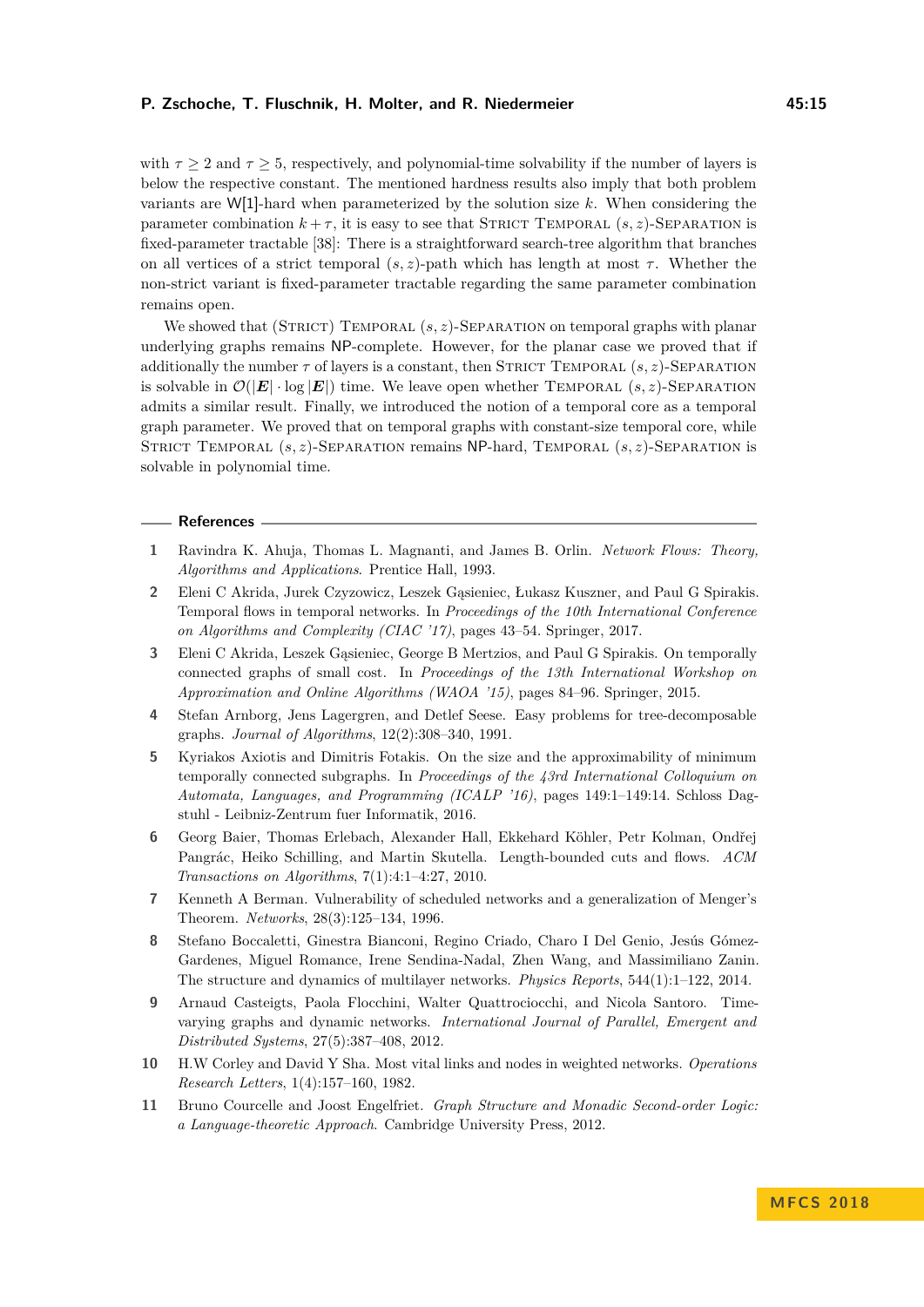with $\tau \geq 2$ and $\tau \geq 5$, respectively, and polynomial-time solvability if the number of layers is below the respective constant. The mentioned hardness results also imply that both problem variants are W[1]-hard when parameterized by the solution size $k$. When considering the parameter combination $k + \tau$, it is easy to see that Strict Temporal $(s, z)$-Separation is fixed-parameter tractable [38]: There is a straightforward search-tree algorithm that branches on all vertices of a strict temporal $(s, z)$-path which has length at most $\tau$. Whether the non-strict variant is fixed-parameter tractable regarding the same parameter combination remains open.

We showed that (Strict) Temporal $(s, z)$-Separation on temporal graphs with planar underlying graphs remains NP-complete. However, for the planar case we proved that if additionally the number $\tau$ of layers is a constant, then Strict Temporal $(s, z)$-Separation is solvable in $\mathcal{O}(|\boldsymbol{E}| \cdot \log |\boldsymbol{E}|)$ time. We leave open whether Temporal $(s, z)$-Separation admits a similar result. Finally, we introduced the notion of a temporal core as a temporal graph parameter. We proved that on temporal graphs with constant-size temporal core, while Strict Temporal $(s, z)$-Separation remains NP-hard, Temporal $(s, z)$-Separation is solvable in polynomial time.

## References

1. Ravindra K. Ahuja, Thomas L. Magnanti, and James B. Orlin. *Network Flows: Theory, Algorithms and Applications*. Prentice Hall, 1993.
2. Eleni C Akrida, Jurek Czyzowicz, Leszek Gąsieniec, Łukasz Kuszner, and Paul G Spirakis. Temporal flows in temporal networks. In *Proceedings of the 10th International Conference on Algorithms and Complexity (CIAC '17)*, pages 43–54. Springer, 2017.
3. Eleni C Akrida, Leszek Gąsieniec, George B Mertzios, and Paul G Spirakis. On temporally connected graphs of small cost. In *Proceedings of the 13th International Workshop on Approximation and Online Algorithms (WAOA '15)*, pages 84–96. Springer, 2015.
4. Stefan Arnborg, Jens Lagergren, and Detlef Seese. Easy problems for tree-decomposable graphs. *Journal of Algorithms*, 12(2):308–340, 1991.
5. Kyriakos Axiotis and Dimitris Fotakis. On the size and the approximability of minimum temporally connected subgraphs. In *Proceedings of the 43rd International Colloquium on Automata, Languages, and Programming (ICALP '16)*, pages 149:1–149:14. Schloss Dagstuhl - Leibniz-Zentrum fuer Informatik, 2016.
6. Georg Baier, Thomas Erlebach, Alexander Hall, Ekkehard Köhler, Petr Kolman, Ondřej Pangrác, Heiko Schilling, and Martin Skutella. Length-bounded cuts and flows. *ACM Transactions on Algorithms*, 7(1):4:1–4:27, 2010.
7. Kenneth A Berman. Vulnerability of scheduled networks and a generalization of Menger's Theorem. *Networks*, 28(3):125–134, 1996.
8. Stefano Boccaletti, Ginestra Bianconi, Regino Criado, Charo I Del Genio, Jesús Gómez-Gardenes, Miguel Romance, Irene Sendina-Nadal, Zhen Wang, and Massimiliano Zanin. The structure and dynamics of multilayer networks. *Physics Reports*, 544(1):1–122, 2014.
9. Arnaud Casteigts, Paola Flocchini, Walter Quattrociocchi, and Nicola Santoro. Time-varying graphs and dynamic networks. *International Journal of Parallel, Emergent and Distributed Systems*, 27(5):387–408, 2012.
10. H.W Corley and David Y Sha. Most vital links and nodes in weighted networks. *Operations Research Letters*, 1(4):157–160, 1982.
11. Bruno Courcelle and Joost Engelfriet. *Graph Structure and Monadic Second-order Logic: a Language-theoretic Approach*. Cambridge University Press, 2012.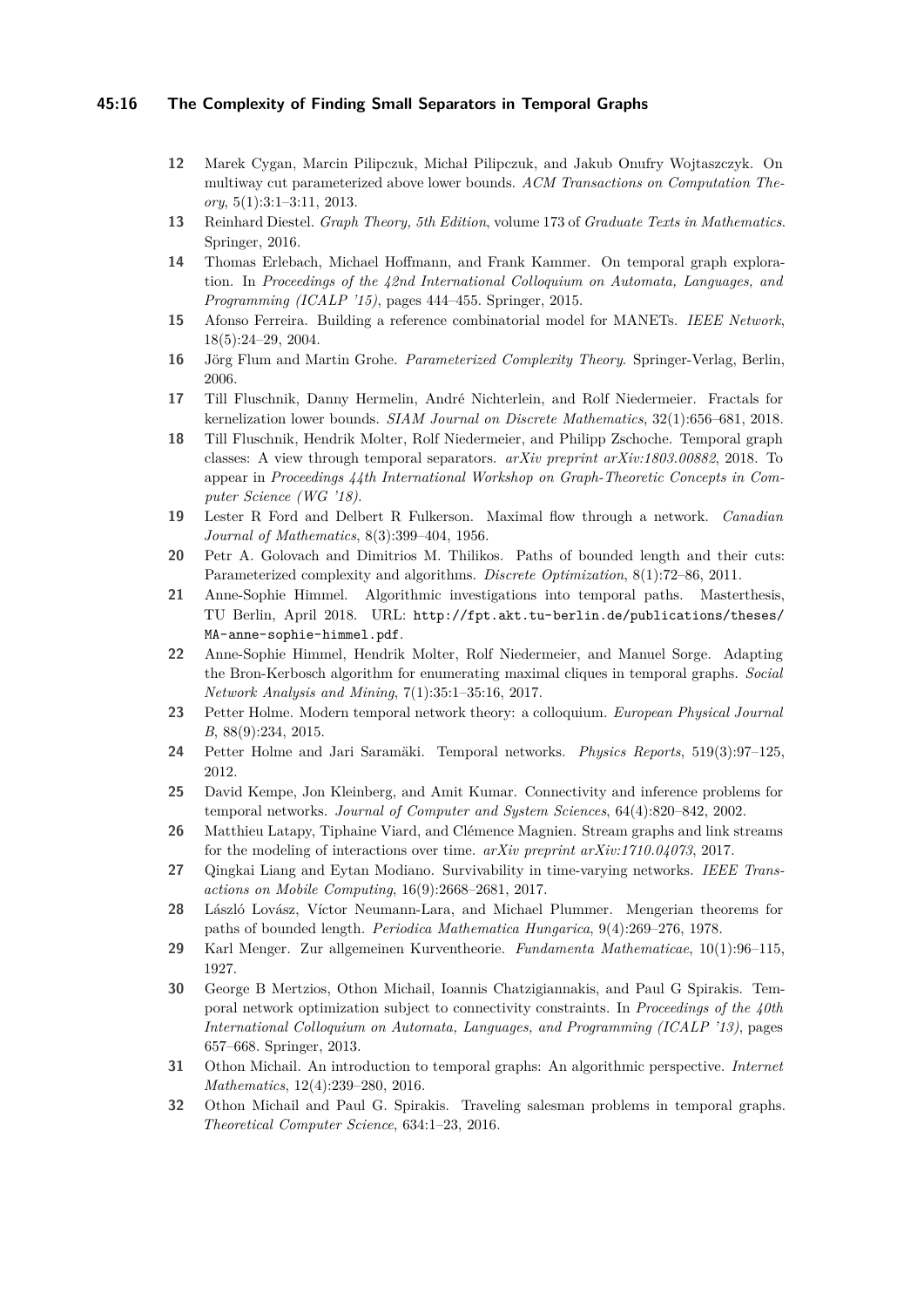12 Marek Cygan, Marcin Pilipczuk, Michał Pilipczuk, and Jakub Onufry Wojtaszczyk. On multiway cut parameterized above lower bounds. *ACM Transactions on Computation Theory*, 5(1):3:1–3:11, 2013.

13 Reinhard Diestel. *Graph Theory, 5th Edition*, volume 173 of *Graduate Texts in Mathematics*. Springer, 2016.

14 Thomas Erlebach, Michael Hoffmann, and Frank Kammer. On temporal graph exploration. In *Proceedings of the 42nd International Colloquium on Automata, Languages, and Programming (ICALP '15)*, pages 444–455. Springer, 2015.

15 Afonso Ferreira. Building a reference combinatorial model for MANETs. *IEEE Network*, 18(5):24–29, 2004.

16 Jörg Flum and Martin Grohe. *Parameterized Complexity Theory*. Springer-Verlag, Berlin, 2006.

17 Till Fluschnik, Danny Hermelin, André Nichterlein, and Rolf Niedermeier. Fractals for kernelization lower bounds. *SIAM Journal on Discrete Mathematics*, 32(1):656–681, 2018.

18 Till Fluschnik, Hendrik Molter, Rolf Niedermeier, and Philipp Zschoche. Temporal graph classes: A view through temporal separators. *arXiv preprint arXiv:1803.00882*, 2018. To appear in *Proceedings 44th International Workshop on Graph-Theoretic Concepts in Computer Science (WG '18)*.

19 Lester R Ford and Delbert R Fulkerson. Maximal flow through a network. *Canadian Journal of Mathematics*, 8(3):399–404, 1956.

20 Petr A. Golovach and Dimitrios M. Thilikos. Paths of bounded length and their cuts: Parameterized complexity and algorithms. *Discrete Optimization*, 8(1):72–86, 2011.

21 Anne-Sophie Himmel. Algorithmic investigations into temporal paths. Masterthesis, TU Berlin, April 2018. URL: http://fpt.akt.tu-berlin.de/publications/theses/MA-anne-sophie-himmel.pdf.

22 Anne-Sophie Himmel, Hendrik Molter, Rolf Niedermeier, and Manuel Sorge. Adapting the Bron-Kerbosch algorithm for enumerating maximal cliques in temporal graphs. *Social Network Analysis and Mining*, 7(1):35:1–35:16, 2017.

23 Petter Holme. Modern temporal network theory: a colloquium. *European Physical Journal B*, 88(9):234, 2015.

24 Petter Holme and Jari Saramäki. Temporal networks. *Physics Reports*, 519(3):97–125, 2012.

25 David Kempe, Jon Kleinberg, and Amit Kumar. Connectivity and inference problems for temporal networks. *Journal of Computer and System Sciences*, 64(4):820–842, 2002.

26 Matthieu Latapy, Tiphaine Viard, and Clémence Magnien. Stream graphs and link streams for the modeling of interactions over time. *arXiv preprint arXiv:1710.04073*, 2017.

27 Qingkai Liang and Eytan Modiano. Survivability in time-varying networks. *IEEE Transactions on Mobile Computing*, 16(9):2668–2681, 2017.

28 László Lovász, Víctor Neumann-Lara, and Michael Plummer. Mengerian theorems for paths of bounded length. *Periodica Mathematica Hungarica*, 9(4):269–276, 1978.

29 Karl Menger. Zur allgemeinen Kurventheorie. *Fundamenta Mathematicae*, 10(1):96–115, 1927.

30 George B Mertzios, Othon Michail, Ioannis Chatzigiannakis, and Paul G Spirakis. Temporal network optimization subject to connectivity constraints. In *Proceedings of the 40th International Colloquium on Automata, Languages, and Programming (ICALP '13)*, pages 657–668. Springer, 2013.

31 Othon Michail. An introduction to temporal graphs: An algorithmic perspective. *Internet Mathematics*, 12(4):239–280, 2016.

32 Othon Michail and Paul G. Spirakis. Traveling salesman problems in temporal graphs. *Theoretical Computer Science*, 634:1–23, 2016.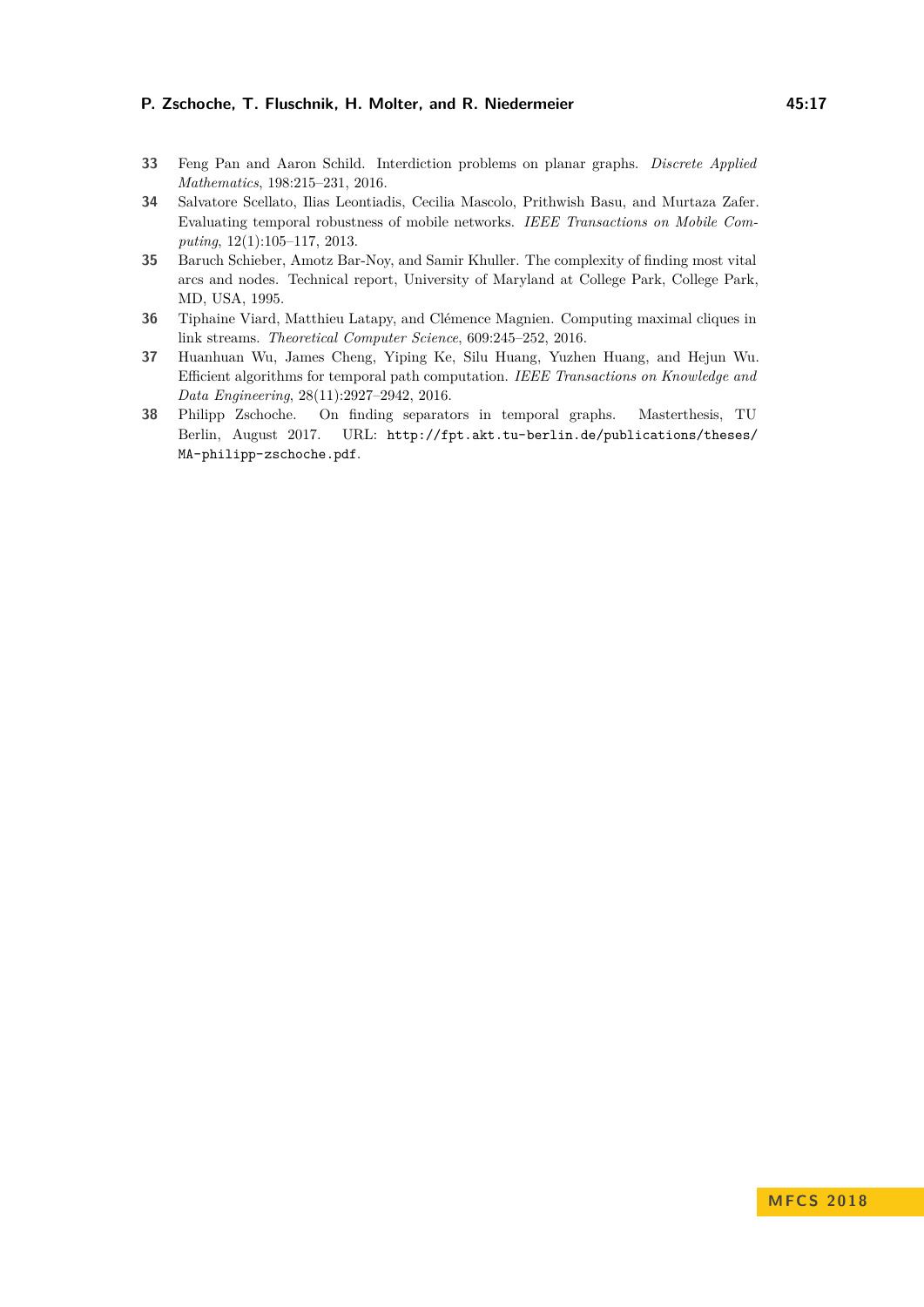33 Feng Pan and Aaron Schild. Interdiction problems on planar graphs. *Discrete Applied Mathematics*, 198:215–231, 2016.

34 Salvatore Scellato, Ilias Leontiadis, Cecilia Mascolo, Prithwish Basu, and Murtaza Zafer. Evaluating temporal robustness of mobile networks. *IEEE Transactions on Mobile Computing*, 12(1):105–117, 2013.

35 Baruch Schieber, Amotz Bar-Noy, and Samir Khuller. The complexity of finding most vital arcs and nodes. Technical report, University of Maryland at College Park, College Park, MD, USA, 1995.

36 Tiphaine Viard, Matthieu Latapy, and Clémence Magnien. Computing maximal cliques in link streams. *Theoretical Computer Science*, 609:245–252, 2016.

37 Huanhuan Wu, James Cheng, Yiping Ke, Silu Huang, Yuzhen Huang, and Hejun Wu. Efficient algorithms for temporal path computation. *IEEE Transactions on Knowledge and Data Engineering*, 28(11):2927–2942, 2016.

38 Philipp Zschoche. On finding separators in temporal graphs. Masterthesis, TU Berlin, August 2017. URL: `http://fpt.akt.tu-berlin.de/publications/theses/MA-philipp-zschoche.pdf`.